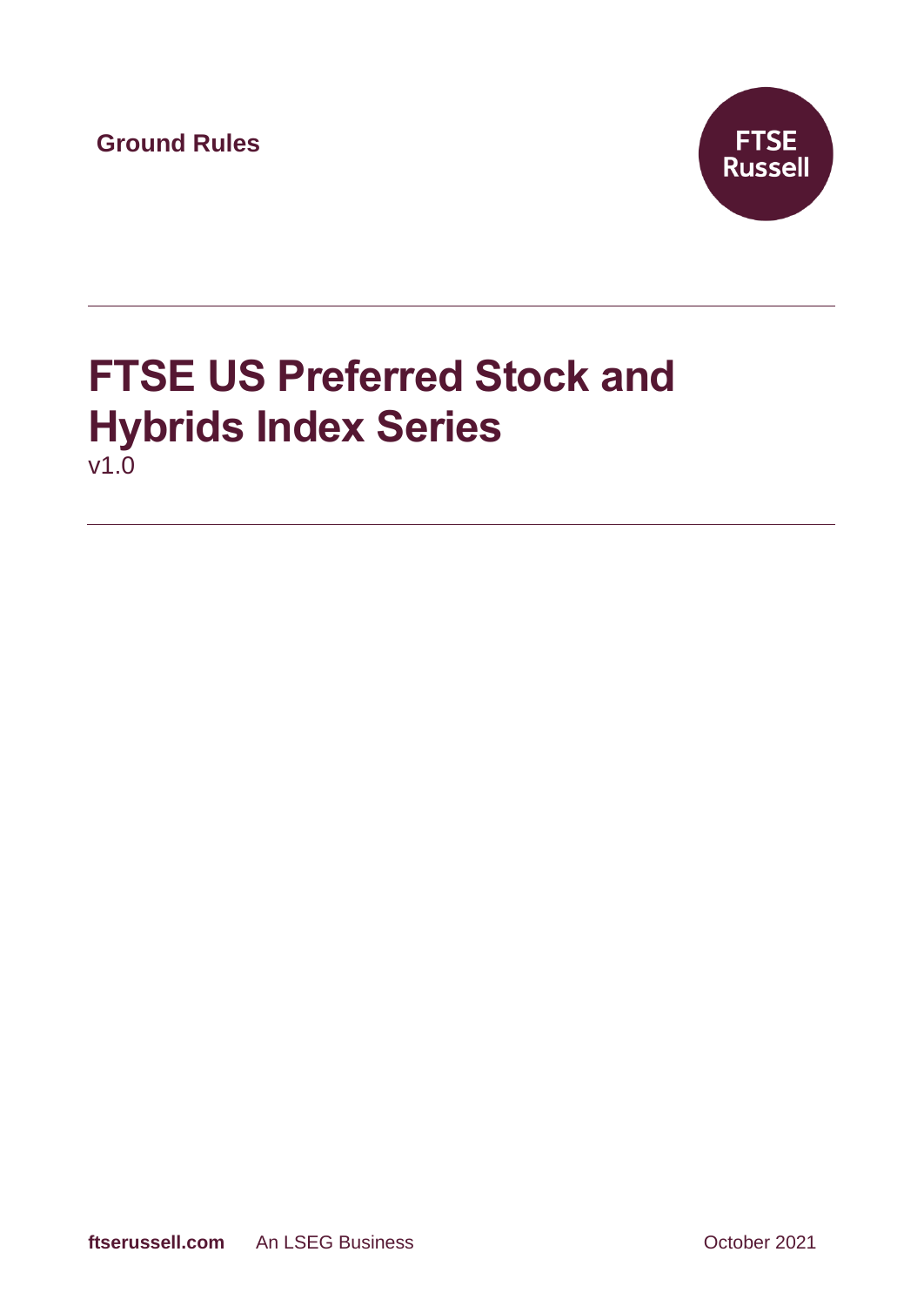**Ground Rules**

FTSE Russell

# FTSE US Preferred Stock and Hybrids Index Series

v1.0

**ftserussell.com** An LSEG Business October 2021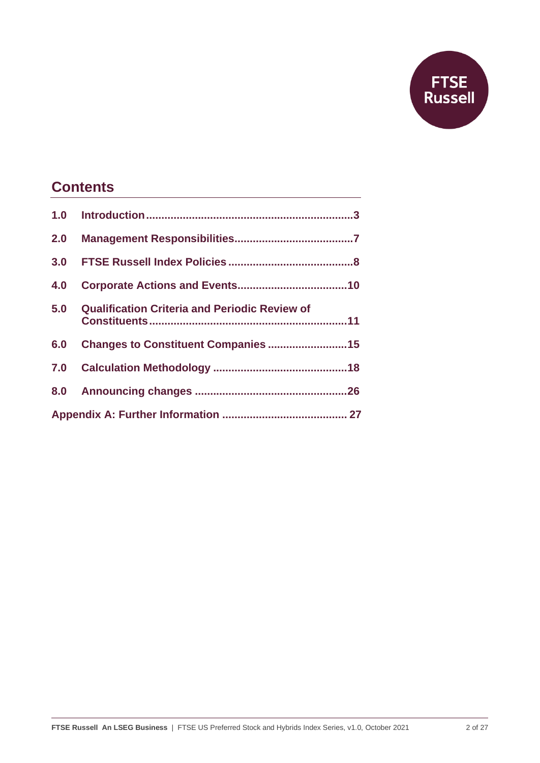## Contents

| | | |
|---|---|---|
| 1.0 | Introduction | 3 |
| 2.0 | Management Responsibilities | 7 |
| 3.0 | FTSE Russell Index Policies | 8 |
| 4.0 | Corporate Actions and Events | 10 |
| 5.0 | Qualification Criteria and Periodic Review of Constituents | 11 |
| 6.0 | Changes to Constituent Companies | 15 |
| 7.0 | Calculation Methodology | 18 |
| 8.0 | Announcing changes | 26 |
| Appendix A: Further Information | | 27 |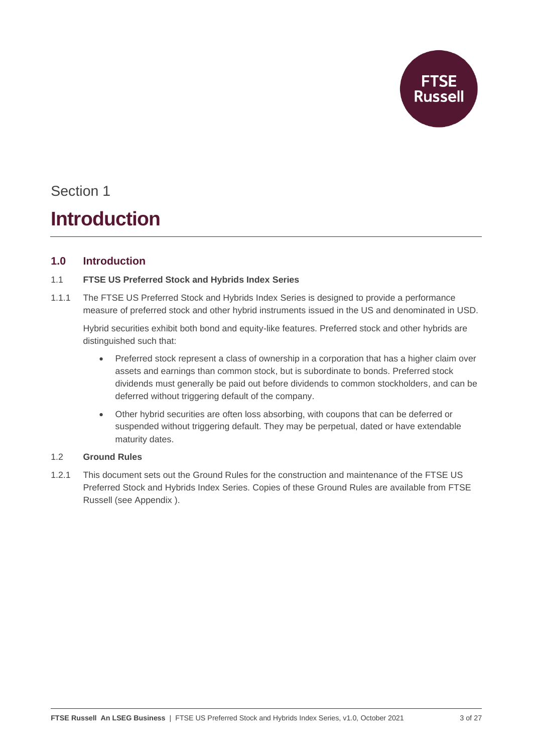# Section 1

# Introduction

## 1.0 Introduction

### 1.1 FTSE US Preferred Stock and Hybrids Index Series

1.1.1 The FTSE US Preferred Stock and Hybrids Index Series is designed to provide a performance measure of preferred stock and other hybrid instruments issued in the US and denominated in USD.

Hybrid securities exhibit both bond and equity-like features. Preferred stock and other hybrids are distinguished such that:

- Preferred stock represent a class of ownership in a corporation that has a higher claim over assets and earnings than common stock, but is subordinate to bonds. Preferred stock dividends must generally be paid out before dividends to common stockholders, and can be deferred without triggering default of the company.
- Other hybrid securities are often loss absorbing, with coupons that can be deferred or suspended without triggering default. They may be perpetual, dated or have extendable maturity dates.

### 1.2 Ground Rules

1.2.1 This document sets out the Ground Rules for the construction and maintenance of the FTSE US Preferred Stock and Hybrids Index Series. Copies of these Ground Rules are available from FTSE Russell (see Appendix ).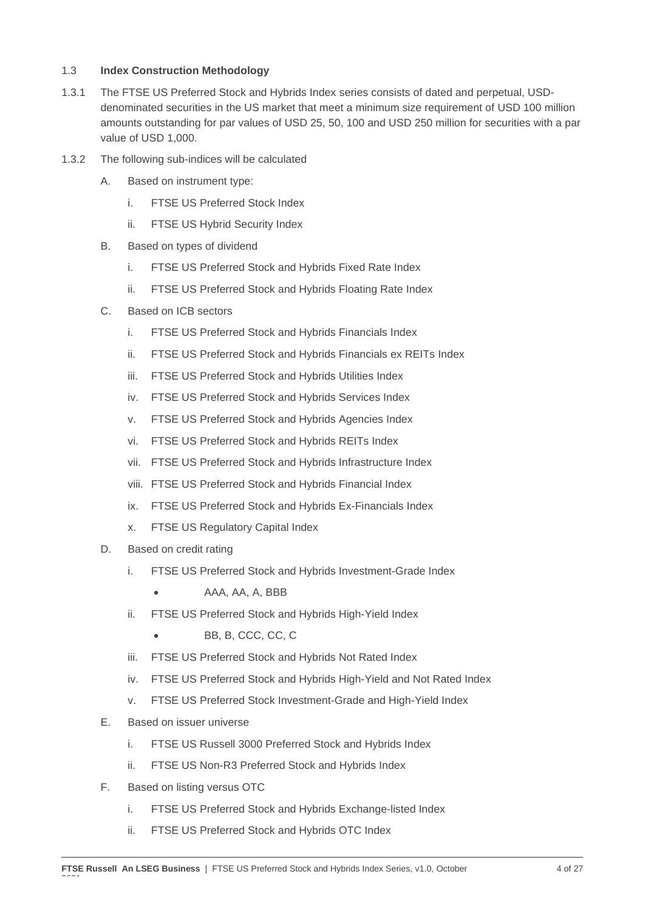## 1.3 Index Construction Methodology

1.3.1 The FTSE US Preferred Stock and Hybrids Index series consists of dated and perpetual, USD-denominated securities in the US market that meet a minimum size requirement of USD 100 million amounts outstanding for par values of USD 25, 50, 100 and USD 250 million for securities with a par value of USD 1,000.

1.3.2 The following sub-indices will be calculated

A. Based on instrument type:

  i. FTSE US Preferred Stock Index
  ii. FTSE US Hybrid Security Index

B. Based on types of dividend

  i. FTSE US Preferred Stock and Hybrids Fixed Rate Index
  ii. FTSE US Preferred Stock and Hybrids Floating Rate Index

C. Based on ICB sectors

  i. FTSE US Preferred Stock and Hybrids Financials Index
  ii. FTSE US Preferred Stock and Hybrids Financials ex REITs Index
  iii. FTSE US Preferred Stock and Hybrids Utilities Index
  iv. FTSE US Preferred Stock and Hybrids Services Index
  v. FTSE US Preferred Stock and Hybrids Agencies Index
  vi. FTSE US Preferred Stock and Hybrids REITs Index
  vii. FTSE US Preferred Stock and Hybrids Infrastructure Index
  viii. FTSE US Preferred Stock and Hybrids Financial Index
  ix. FTSE US Preferred Stock and Hybrids Ex-Financials Index
  x. FTSE US Regulatory Capital Index

D. Based on credit rating

  i. FTSE US Preferred Stock and Hybrids Investment-Grade Index
    - AAA, AA, A, BBB
  ii. FTSE US Preferred Stock and Hybrids High-Yield Index
    - BB, B, CCC, CC, C
  iii. FTSE US Preferred Stock and Hybrids Not Rated Index
  iv. FTSE US Preferred Stock and Hybrids High-Yield and Not Rated Index
  v. FTSE US Preferred Stock Investment-Grade and High-Yield Index

E. Based on issuer universe

  i. FTSE US Russell 3000 Preferred Stock and Hybrids Index
  ii. FTSE US Non-R3 Preferred Stock and Hybrids Index

F. Based on listing versus OTC

  i. FTSE US Preferred Stock and Hybrids Exchange-listed Index
  ii. FTSE US Preferred Stock and Hybrids OTC Index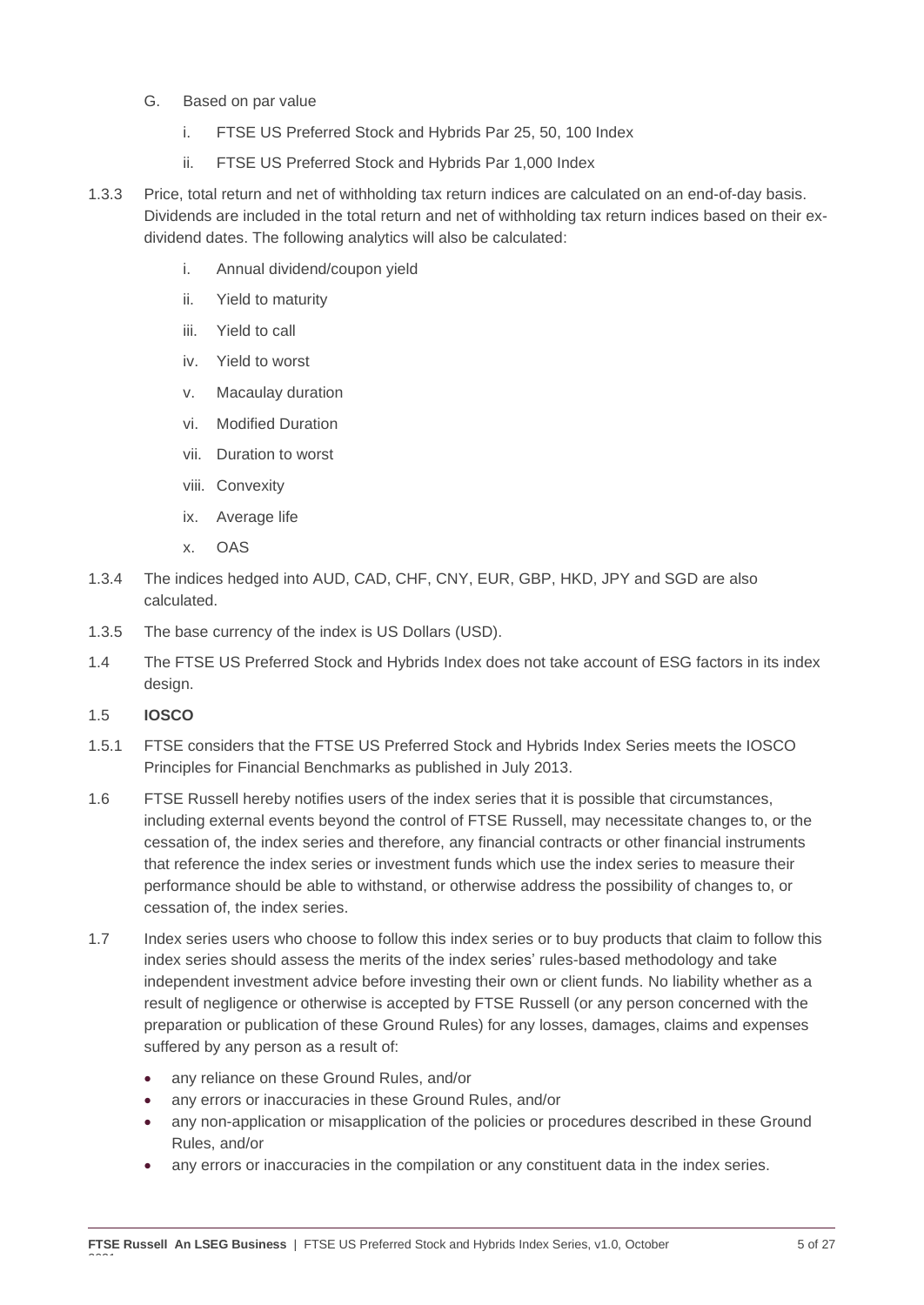G. Based on par value

   i. FTSE US Preferred Stock and Hybrids Par 25, 50, 100 Index

   ii. FTSE US Preferred Stock and Hybrids Par 1,000 Index

1.3.3 Price, total return and net of withholding tax return indices are calculated on an end-of-day basis. Dividends are included in the total return and net of withholding tax return indices based on their ex-dividend dates. The following analytics will also be calculated:

   i. Annual dividend/coupon yield

   ii. Yield to maturity

   iii. Yield to call

   iv. Yield to worst

   v. Macaulay duration

   vi. Modified Duration

   vii. Duration to worst

   viii. Convexity

   ix. Average life

   x. OAS

1.3.4 The indices hedged into AUD, CAD, CHF, CNY, EUR, GBP, HKD, JPY and SGD are also calculated.

1.3.5 The base currency of the index is US Dollars (USD).

1.4 The FTSE US Preferred Stock and Hybrids Index does not take account of ESG factors in its index design.

1.5 **IOSCO**

1.5.1 FTSE considers that the FTSE US Preferred Stock and Hybrids Index Series meets the IOSCO Principles for Financial Benchmarks as published in July 2013.

1.6 FTSE Russell hereby notifies users of the index series that it is possible that circumstances, including external events beyond the control of FTSE Russell, may necessitate changes to, or the cessation of, the index series and therefore, any financial contracts or other financial instruments that reference the index series or investment funds which use the index series to measure their performance should be able to withstand, or otherwise address the possibility of changes to, or cessation of, the index series.

1.7 Index series users who choose to follow this index series or to buy products that claim to follow this index series should assess the merits of the index series' rules-based methodology and take independent investment advice before investing their own or client funds. No liability whether as a result of negligence or otherwise is accepted by FTSE Russell (or any person concerned with the preparation or publication of these Ground Rules) for any losses, damages, claims and expenses suffered by any person as a result of:

- any reliance on these Ground Rules, and/or
- any errors or inaccuracies in these Ground Rules, and/or
- any non-application or misapplication of the policies or procedures described in these Ground Rules, and/or
- any errors or inaccuracies in the compilation or any constituent data in the index series.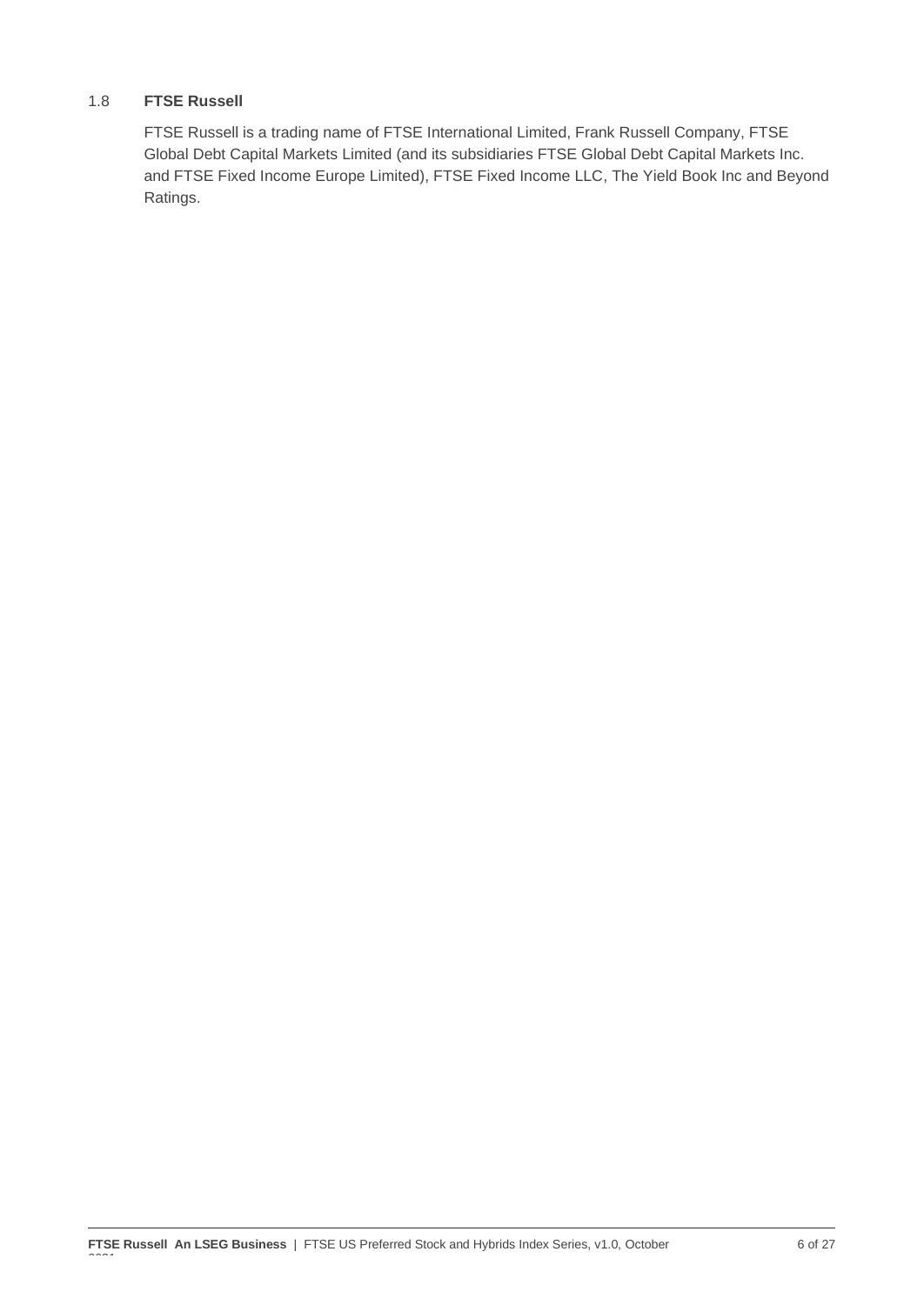## 1.8 FTSE Russell

FTSE Russell is a trading name of FTSE International Limited, Frank Russell Company, FTSE Global Debt Capital Markets Limited (and its subsidiaries FTSE Global Debt Capital Markets Inc. and FTSE Fixed Income Europe Limited), FTSE Fixed Income LLC, The Yield Book Inc and Beyond Ratings.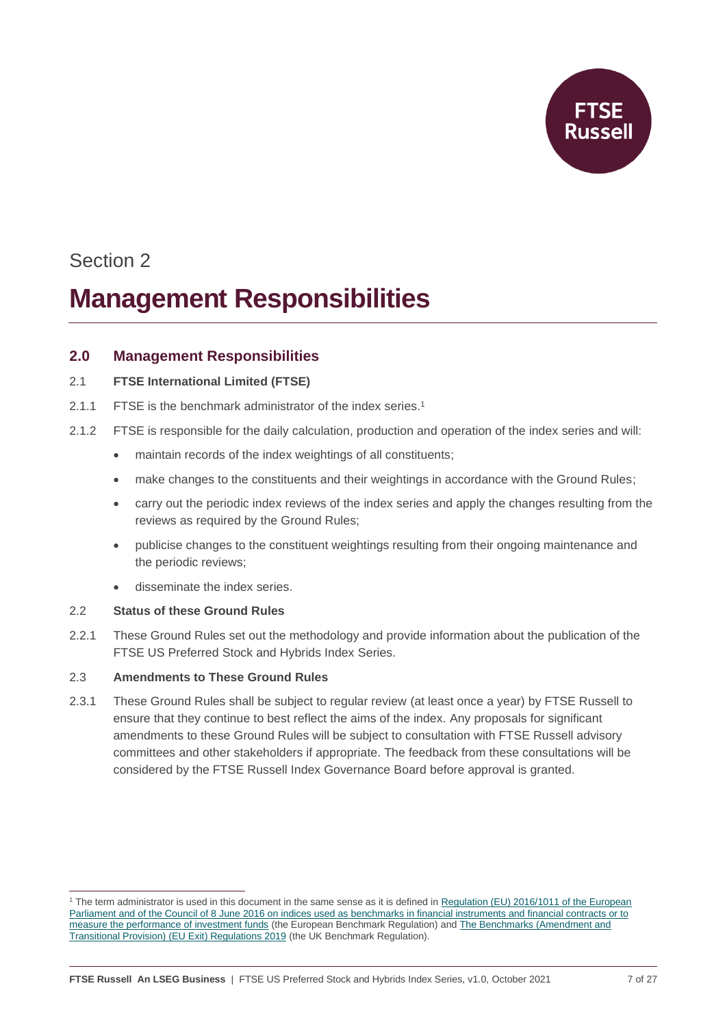Section 2

# Management Responsibilities

## 2.0 Management Responsibilities

2.1 **FTSE International Limited (FTSE)**

2.1.1 FTSE is the benchmark administrator of the index series.[1]

2.1.2 FTSE is responsible for the daily calculation, production and operation of the index series and will:

- maintain records of the index weightings of all constituents;
- make changes to the constituents and their weightings in accordance with the Ground Rules;
- carry out the periodic index reviews of the index series and apply the changes resulting from the reviews as required by the Ground Rules;
- publicise changes to the constituent weightings resulting from their ongoing maintenance and the periodic reviews;
- disseminate the index series.

2.2 **Status of these Ground Rules**

2.2.1 These Ground Rules set out the methodology and provide information about the publication of the FTSE US Preferred Stock and Hybrids Index Series.

2.3 **Amendments to These Ground Rules**

2.3.1 These Ground Rules shall be subject to regular review (at least once a year) by FTSE Russell to ensure that they continue to best reflect the aims of the index. Any proposals for significant amendments to these Ground Rules will be subject to consultation with FTSE Russell advisory committees and other stakeholders if appropriate. The feedback from these consultations will be considered by the FTSE Russell Index Governance Board before approval is granted.

[1] The term administrator is used in this document in the same sense as it is defined in Regulation (EU) 2016/1011 of the European Parliament and of the Council of 8 June 2016 on indices used as benchmarks in financial instruments and financial contracts or to measure the performance of investment funds (the European Benchmark Regulation) and The Benchmarks (Amendment and Transitional Provision) (EU Exit) Regulations 2019 (the UK Benchmark Regulation).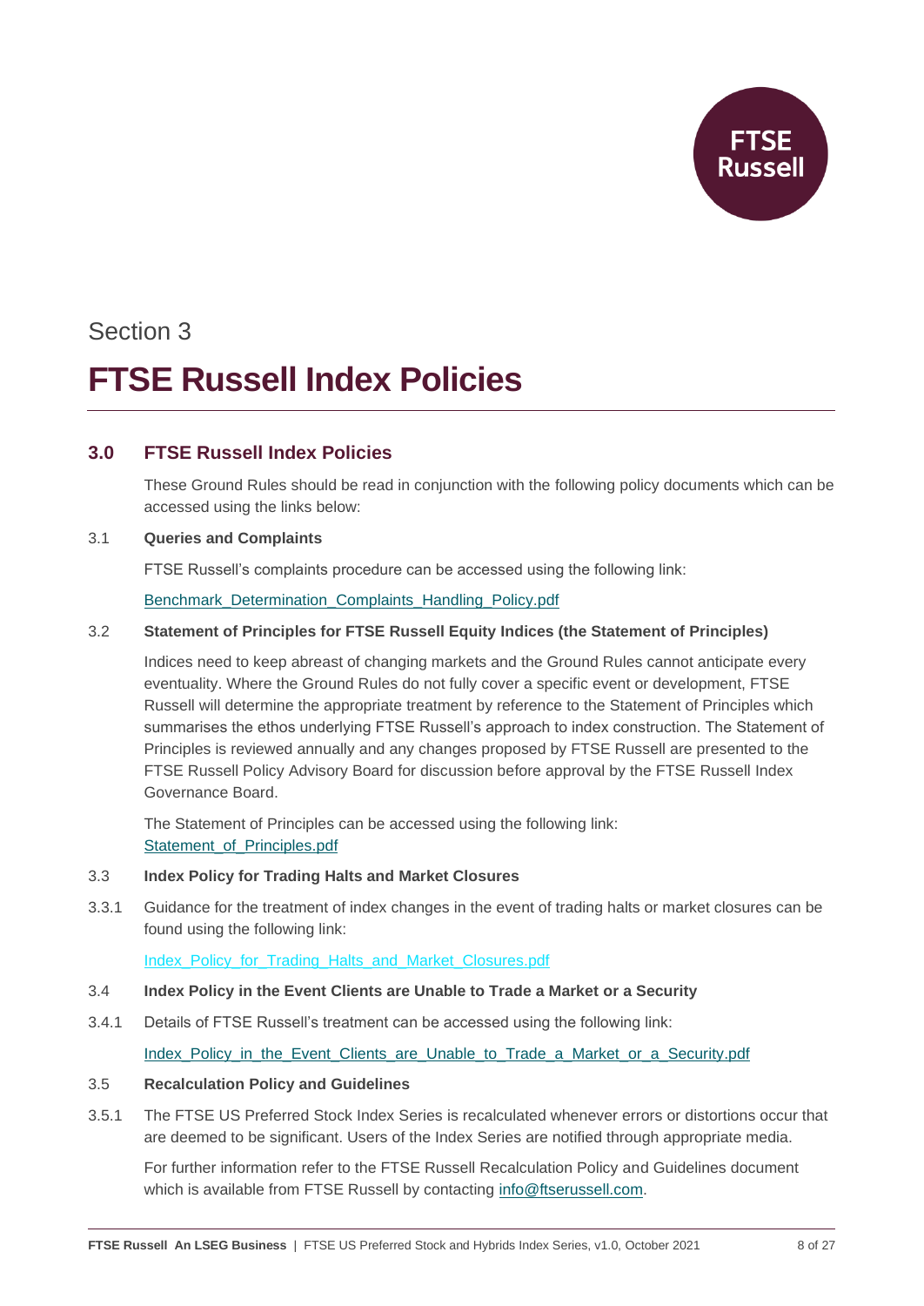Section 3

# FTSE Russell Index Policies

## 3.0 FTSE Russell Index Policies

These Ground Rules should be read in conjunction with the following policy documents which can be accessed using the links below:

3.1 **Queries and Complaints**

FTSE Russell's complaints procedure can be accessed using the following link:

Benchmark_Determination_Complaints_Handling_Policy.pdf

3.2 **Statement of Principles for FTSE Russell Equity Indices (the Statement of Principles)**

Indices need to keep abreast of changing markets and the Ground Rules cannot anticipate every eventuality. Where the Ground Rules do not fully cover a specific event or development, FTSE Russell will determine the appropriate treatment by reference to the Statement of Principles which summarises the ethos underlying FTSE Russell's approach to index construction. The Statement of Principles is reviewed annually and any changes proposed by FTSE Russell are presented to the FTSE Russell Policy Advisory Board for discussion before approval by the FTSE Russell Index Governance Board.

The Statement of Principles can be accessed using the following link:
Statement_of_Principles.pdf

3.3 **Index Policy for Trading Halts and Market Closures**

3.3.1 Guidance for the treatment of index changes in the event of trading halts or market closures can be found using the following link:

Index_Policy_for_Trading_Halts_and_Market_Closures.pdf

3.4 **Index Policy in the Event Clients are Unable to Trade a Market or a Security**

3.4.1 Details of FTSE Russell's treatment can be accessed using the following link:

Index_Policy_in_the_Event_Clients_are_Unable_to_Trade_a_Market_or_a_Security.pdf

3.5 **Recalculation Policy and Guidelines**

3.5.1 The FTSE US Preferred Stock Index Series is recalculated whenever errors or distortions occur that are deemed to be significant. Users of the Index Series are notified through appropriate media.

For further information refer to the FTSE Russell Recalculation Policy and Guidelines document which is available from FTSE Russell by contacting info@ftserussell.com.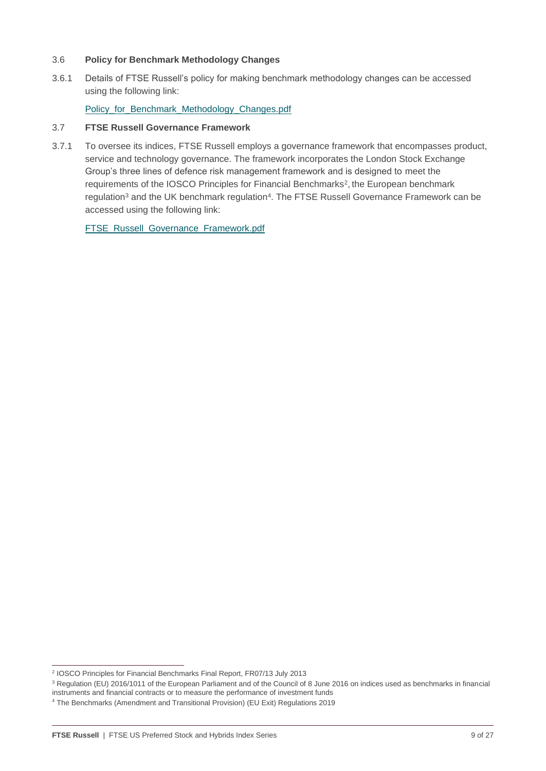### 3.6 Policy for Benchmark Methodology Changes

3.6.1 Details of FTSE Russell's policy for making benchmark methodology changes can be accessed using the following link:

Policy_for_Benchmark_Methodology_Changes.pdf

### 3.7 FTSE Russell Governance Framework

3.7.1 To oversee its indices, FTSE Russell employs a governance framework that encompasses product, service and technology governance. The framework incorporates the London Stock Exchange Group's three lines of defence risk management framework and is designed to meet the requirements of the IOSCO Principles for Financial Benchmarks[2], the European benchmark regulation[3] and the UK benchmark regulation[4]. The FTSE Russell Governance Framework can be accessed using the following link:

FTSE_Russell_Governance_Framework.pdf

---

[2] IOSCO Principles for Financial Benchmarks Final Report, FR07/13 July 2013

[3] Regulation (EU) 2016/1011 of the European Parliament and of the Council of 8 June 2016 on indices used as benchmarks in financial instruments and financial contracts or to measure the performance of investment funds

[4] The Benchmarks (Amendment and Transitional Provision) (EU Exit) Regulations 2019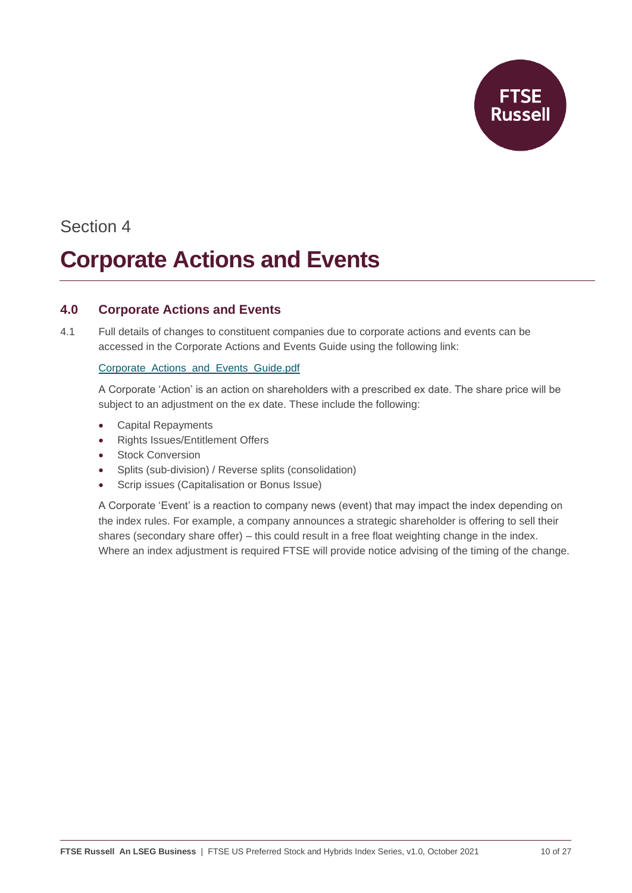Section 4

# Corporate Actions and Events

## 4.0 Corporate Actions and Events

4.1 Full details of changes to constituent companies due to corporate actions and events can be accessed in the Corporate Actions and Events Guide using the following link:

Corporate_Actions_and_Events_Guide.pdf

A Corporate 'Action' is an action on shareholders with a prescribed ex date. The share price will be subject to an adjustment on the ex date. These include the following:

- Capital Repayments
- Rights Issues/Entitlement Offers
- Stock Conversion
- Splits (sub-division) / Reverse splits (consolidation)
- Scrip issues (Capitalisation or Bonus Issue)

A Corporate 'Event' is a reaction to company news (event) that may impact the index depending on the index rules. For example, a company announces a strategic shareholder is offering to sell their shares (secondary share offer) – this could result in a free float weighting change in the index. Where an index adjustment is required FTSE will provide notice advising of the timing of the change.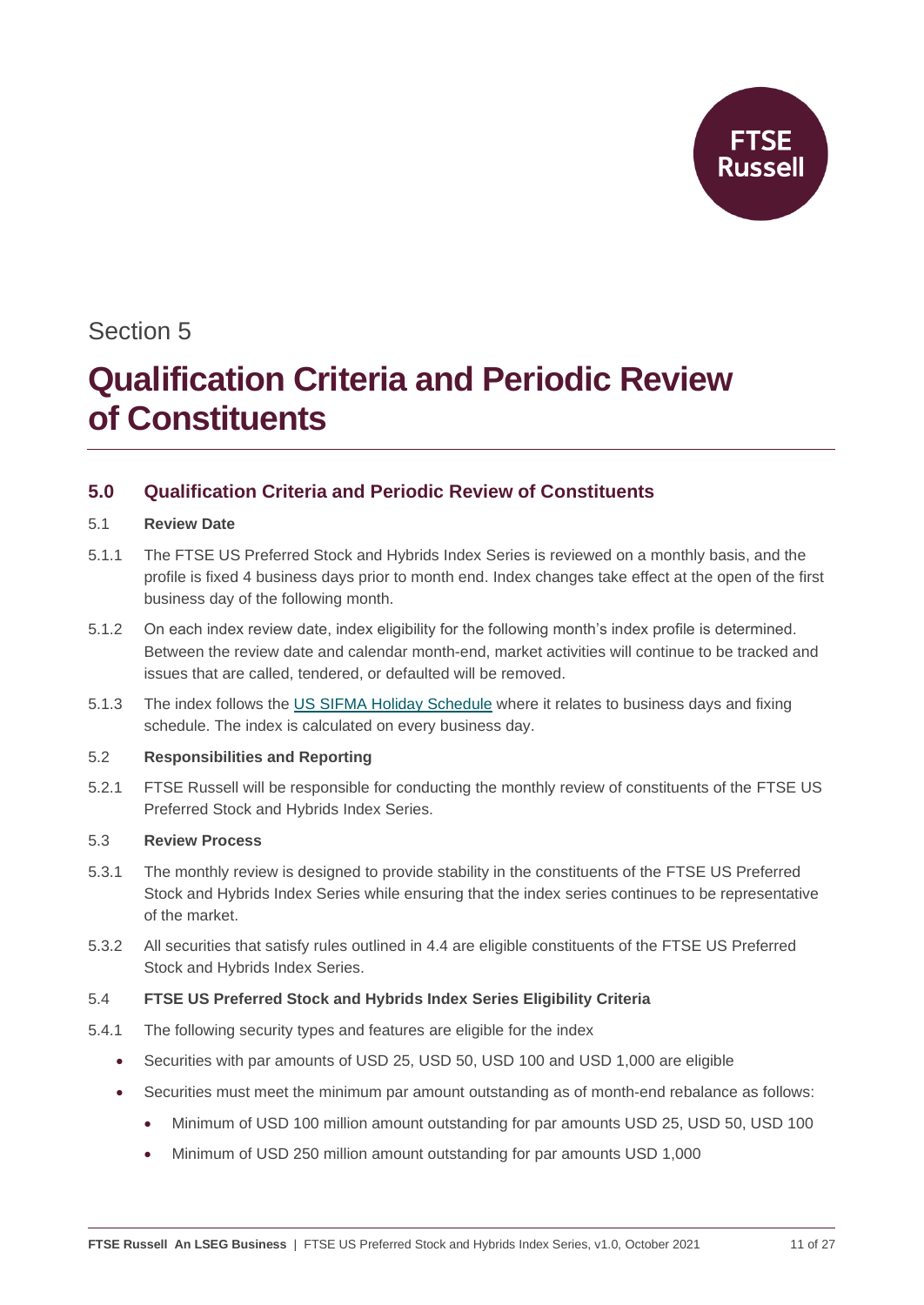Section 5

# Qualification Criteria and Periodic Review of Constituents

## 5.0 Qualification Criteria and Periodic Review of Constituents

### 5.1 Review Date

5.1.1 The FTSE US Preferred Stock and Hybrids Index Series is reviewed on a monthly basis, and the profile is fixed 4 business days prior to month end. Index changes take effect at the open of the first business day of the following month.

5.1.2 On each index review date, index eligibility for the following month's index profile is determined. Between the review date and calendar month-end, market activities will continue to be tracked and issues that are called, tendered, or defaulted will be removed.

5.1.3 The index follows the US SIFMA Holiday Schedule where it relates to business days and fixing schedule. The index is calculated on every business day.

### 5.2 Responsibilities and Reporting

5.2.1 FTSE Russell will be responsible for conducting the monthly review of constituents of the FTSE US Preferred Stock and Hybrids Index Series.

### 5.3 Review Process

5.3.1 The monthly review is designed to provide stability in the constituents of the FTSE US Preferred Stock and Hybrids Index Series while ensuring that the index series continues to be representative of the market.

5.3.2 All securities that satisfy rules outlined in 4.4 are eligible constituents of the FTSE US Preferred Stock and Hybrids Index Series.

### 5.4 FTSE US Preferred Stock and Hybrids Index Series Eligibility Criteria

5.4.1 The following security types and features are eligible for the index

- Securities with par amounts of USD 25, USD 50, USD 100 and USD 1,000 are eligible
- Securities must meet the minimum par amount outstanding as of month-end rebalance as follows:
  - Minimum of USD 100 million amount outstanding for par amounts USD 25, USD 50, USD 100
  - Minimum of USD 250 million amount outstanding for par amounts USD 1,000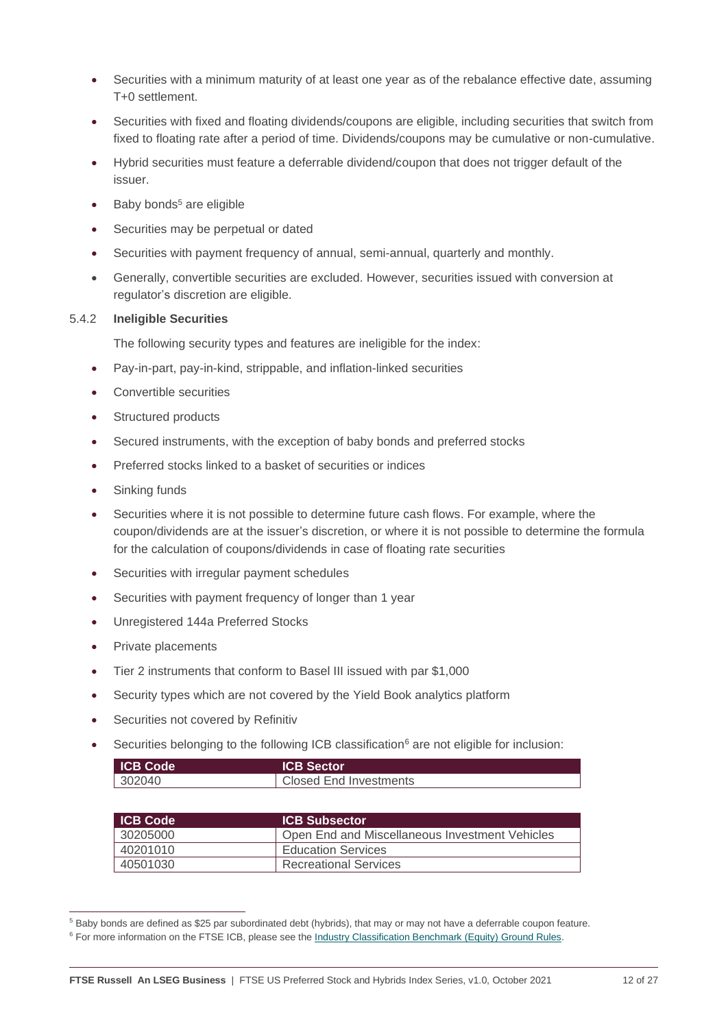- Securities with a minimum maturity of at least one year as of the rebalance effective date, assuming T+0 settlement.
- Securities with fixed and floating dividends/coupons are eligible, including securities that switch from fixed to floating rate after a period of time. Dividends/coupons may be cumulative or non-cumulative.
- Hybrid securities must feature a deferrable dividend/coupon that does not trigger default of the issuer.
- Baby bonds[5] are eligible
- Securities may be perpetual or dated
- Securities with payment frequency of annual, semi-annual, quarterly and monthly.
- Generally, convertible securities are excluded. However, securities issued with conversion at regulator's discretion are eligible.

### 5.4.2 Ineligible Securities

The following security types and features are ineligible for the index:

- Pay-in-part, pay-in-kind, strippable, and inflation-linked securities
- Convertible securities
- Structured products
- Secured instruments, with the exception of baby bonds and preferred stocks
- Preferred stocks linked to a basket of securities or indices
- Sinking funds
- Securities where it is not possible to determine future cash flows. For example, where the coupon/dividends are at the issuer's discretion, or where it is not possible to determine the formula for the calculation of coupons/dividends in case of floating rate securities
- Securities with irregular payment schedules
- Securities with payment frequency of longer than 1 year
- Unregistered 144a Preferred Stocks
- Private placements
- Tier 2 instruments that conform to Basel III issued with par $1,000
- Security types which are not covered by the Yield Book analytics platform
- Securities not covered by Refinitiv
- Securities belonging to the following ICB classification[6] are not eligible for inclusion:

| ICB Code | ICB Sector |
|---|---|
| 302040 | Closed End Investments |

| ICB Code | ICB Subsector |
|---|---|
| 30205000 | Open End and Miscellaneous Investment Vehicles |
| 40201010 | Education Services |
| 40501030 | Recreational Services |

---

[5] Baby bonds are defined as $25 par subordinated debt (hybrids), that may or may not have a deferrable coupon feature.

[6] For more information on the FTSE ICB, please see the Industry Classification Benchmark (Equity) Ground Rules.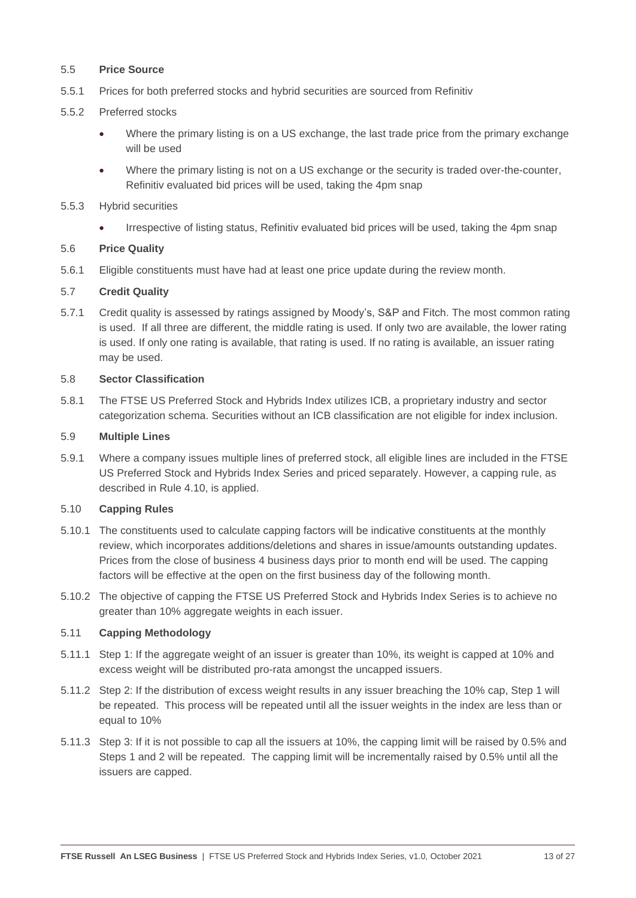## 5.5 Price Source

5.5.1 Prices for both preferred stocks and hybrid securities are sourced from Refinitiv

5.5.2 Preferred stocks

- Where the primary listing is on a US exchange, the last trade price from the primary exchange will be used
- Where the primary listing is not on a US exchange or the security is traded over-the-counter, Refinitiv evaluated bid prices will be used, taking the 4pm snap

5.5.3 Hybrid securities

- Irrespective of listing status, Refinitiv evaluated bid prices will be used, taking the 4pm snap

## 5.6 Price Quality

5.6.1 Eligible constituents must have had at least one price update during the review month.

## 5.7 Credit Quality

5.7.1 Credit quality is assessed by ratings assigned by Moody's, S&P and Fitch. The most common rating is used. If all three are different, the middle rating is used. If only two are available, the lower rating is used. If only one rating is available, that rating is used. If no rating is available, an issuer rating may be used.

## 5.8 Sector Classification

5.8.1 The FTSE US Preferred Stock and Hybrids Index utilizes ICB, a proprietary industry and sector categorization schema. Securities without an ICB classification are not eligible for index inclusion.

## 5.9 Multiple Lines

5.9.1 Where a company issues multiple lines of preferred stock, all eligible lines are included in the FTSE US Preferred Stock and Hybrids Index Series and priced separately. However, a capping rule, as described in Rule 4.10, is applied.

## 5.10 Capping Rules

5.10.1 The constituents used to calculate capping factors will be indicative constituents at the monthly review, which incorporates additions/deletions and shares in issue/amounts outstanding updates. Prices from the close of business 4 business days prior to month end will be used. The capping factors will be effective at the open on the first business day of the following month.

5.10.2 The objective of capping the FTSE US Preferred Stock and Hybrids Index Series is to achieve no greater than 10% aggregate weights in each issuer.

## 5.11 Capping Methodology

5.11.1 Step 1: If the aggregate weight of an issuer is greater than 10%, its weight is capped at 10% and excess weight will be distributed pro-rata amongst the uncapped issuers.

5.11.2 Step 2: If the distribution of excess weight results in any issuer breaching the 10% cap, Step 1 will be repeated. This process will be repeated until all the issuer weights in the index are less than or equal to 10%

5.11.3 Step 3: If it is not possible to cap all the issuers at 10%, the capping limit will be raised by 0.5% and Steps 1 and 2 will be repeated. The capping limit will be incrementally raised by 0.5% until all the issuers are capped.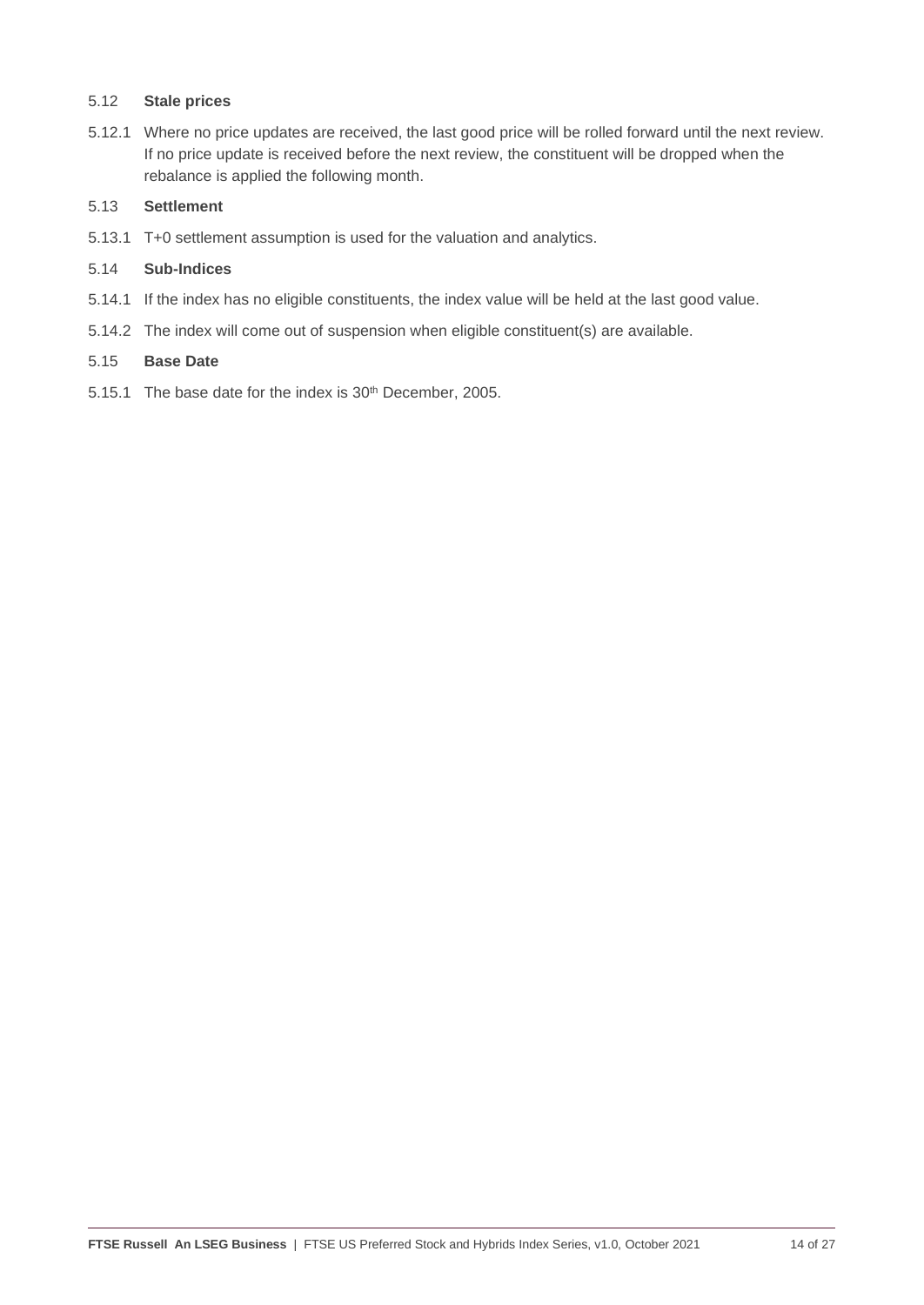### 5.12 Stale prices

5.12.1 Where no price updates are received, the last good price will be rolled forward until the next review. If no price update is received before the next review, the constituent will be dropped when the rebalance is applied the following month.

### 5.13 Settlement

5.13.1 T+0 settlement assumption is used for the valuation and analytics.

### 5.14 Sub-Indices

5.14.1 If the index has no eligible constituents, the index value will be held at the last good value.

5.14.2 The index will come out of suspension when eligible constituent(s) are available.

### 5.15 Base Date

5.15.1 The base date for the index is 30th December, 2005.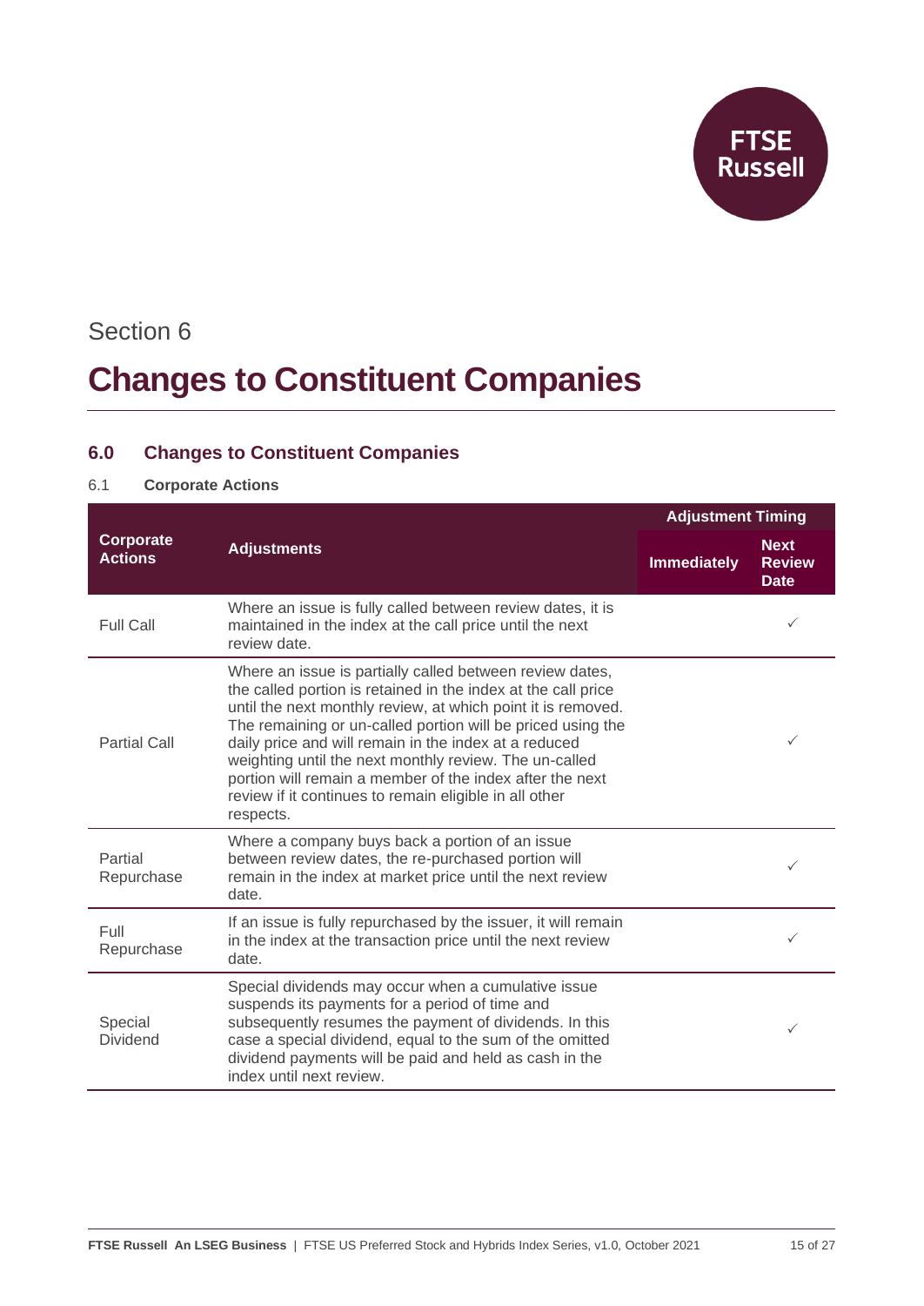Section 6

# Changes to Constituent Companies

## 6.0 Changes to Constituent Companies

### 6.1 Corporate Actions

| Corporate Actions | Adjustments | Adjustment Timing | |
|---|---|---|---|
| | | Immediately | Next Review Date |
| Full Call | Where an issue is fully called between review dates, it is maintained in the index at the call price until the next review date. | | ✓ |
| Partial Call | Where an issue is partially called between review dates, the called portion is retained in the index at the call price until the next monthly review, at which point it is removed. The remaining or un-called portion will be priced using the daily price and will remain in the index at a reduced weighting until the next monthly review. The un-called portion will remain a member of the index after the next review if it continues to remain eligible in all other respects. | | ✓ |
| Partial Repurchase | Where a company buys back a portion of an issue between review dates, the re-purchased portion will remain in the index at market price until the next review date. | | ✓ |
| Full Repurchase | If an issue is fully repurchased by the issuer, it will remain in the index at the transaction price until the next review date. | | ✓ |
| Special Dividend | Special dividends may occur when a cumulative issue suspends its payments for a period of time and subsequently resumes the payment of dividends. In this case a special dividend, equal to the sum of the omitted dividend payments will be paid and held as cash in the index until next review. | | ✓ |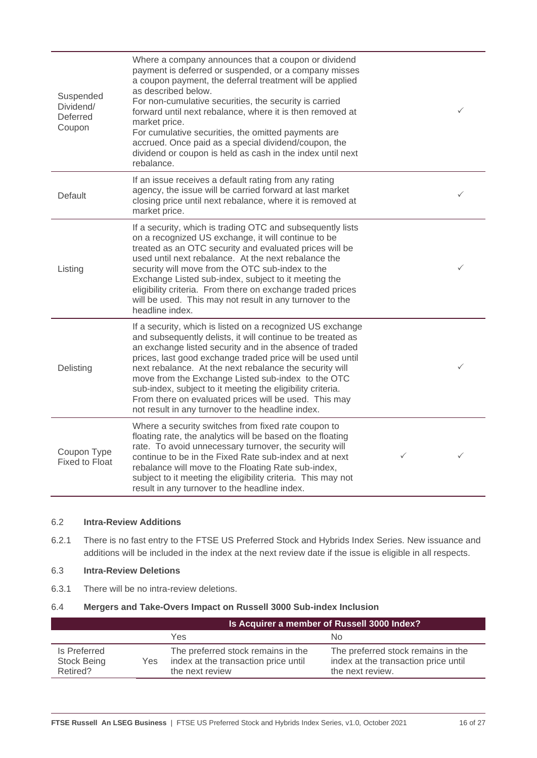| | | | |
|---|---|---|---|
| Suspended Dividend/ Deferred Coupon | Where a company announces that a coupon or dividend payment is deferred or suspended, or a company misses a coupon payment, the deferral treatment will be applied as described below.<br>For non-cumulative securities, the security is carried forward until next rebalance, where it is then removed at market price.<br>For cumulative securities, the omitted payments are accrued. Once paid as a special dividend/coupon, the dividend or coupon is held as cash in the index until next rebalance. | | ✓ |
| Default | If an issue receives a default rating from any rating agency, the issue will be carried forward at last market closing price until next rebalance, where it is removed at market price. | | ✓ |
| Listing | If a security, which is trading OTC and subsequently lists on a recognized US exchange, it will continue to be treated as an OTC security and evaluated prices will be used until next rebalance. At the next rebalance the security will move from the OTC sub-index to the Exchange Listed sub-index, subject to it meeting the eligibility criteria. From there on exchange traded prices will be used. This may not result in any turnover to the headline index. | | ✓ |
| Delisting | If a security, which is listed on a recognized US exchange and subsequently delists, it will continue to be treated as an exchange listed security and in the absence of traded prices, last good exchange traded price will be used until next rebalance. At the next rebalance the security will move from the Exchange Listed sub-index to the OTC sub-index, subject to it meeting the eligibility criteria. From there on evaluated prices will be used. This may not result in any turnover to the headline index. | | ✓ |
| Coupon Type Fixed to Float | Where a security switches from fixed rate coupon to floating rate, the analytics will be based on the floating rate. To avoid unnecessary turnover, the security will continue to be in the Fixed Rate sub-index and at next rebalance will move to the Floating Rate sub-index, subject to it meeting the eligibility criteria. This may not result in any turnover to the headline index. | ✓ | ✓ |

## 6.2 Intra-Review Additions

6.2.1 There is no fast entry to the FTSE US Preferred Stock and Hybrids Index Series. New issuance and additions will be included in the index at the next review date if the issue is eligible in all respects.

## 6.3 Intra-Review Deletions

6.3.1 There will be no intra-review deletions.

## 6.4 Mergers and Take-Overs Impact on Russell 3000 Sub-index Inclusion

| | | Is Acquirer a member of Russell 3000 Index? | |
|---|---|---|---|
| | | Yes | No |
| Is Preferred Stock Being Retired? | Yes | The preferred stock remains in the index at the transaction price until the next review | The preferred stock remains in the index at the transaction price until the next review. |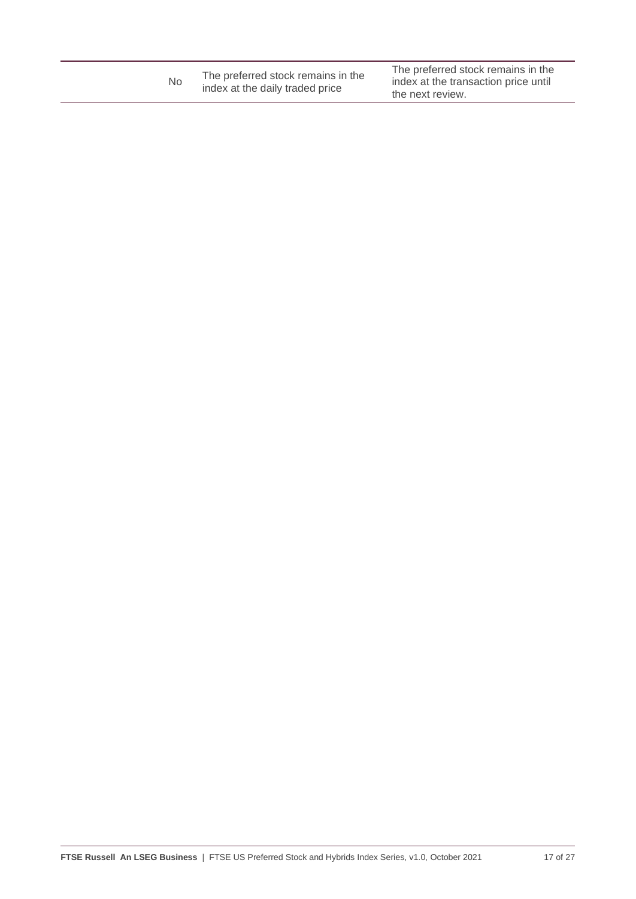| | | | |
|---|---|---|---|
| | No | The preferred stock remains in the index at the daily traded price | The preferred stock remains in the index at the transaction price until the next review. |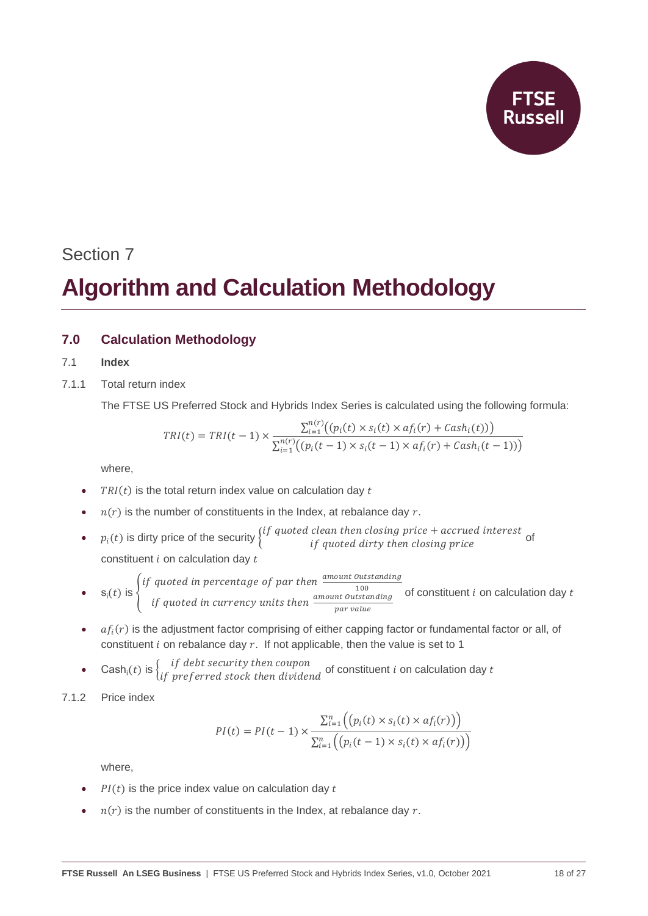Section 7

# Algorithm and Calculation Methodology

## 7.0 Calculation Methodology

### 7.1 Index

7.1.1 Total return index

The FTSE US Preferred Stock and Hybrids Index Series is calculated using the following formula:

$$TRI(t) = TRI(t-1) \times \frac{\sum_{i=1}^{n(r)}\left((p_i(t) \times s_i(t) \times af_i(r) + Cash_i(t))\right)}{\sum_{i=1}^{n(r)}\left((p_i(t-1) \times s_i(t-1) \times af_i(r) + Cash_i(t-1))\right)}$$

where,

- $TRI(t)$ is the total return index value on calculation day $t$
- $n(r)$ is the number of constituents in the Index, at rebalance day $r$.
- $p_i(t)$ is dirty price of the security $\begin{cases} if\ quoted\ clean\ then\ closing\ price + accrued\ interest \\ if\ quoted\ dirty\ then\ closing\ price \end{cases}$ of constituent $i$ on calculation day $t$
- $s_i(t)$ is $\begin{cases} if\ quoted\ in\ percentage\ of\ par\ then\ \frac{amount\ Outstanding}{100} \\ if\ quoted\ in\ currency\ units\ then\ \frac{amount\ Outstanding}{par\ value} \end{cases}$ of constituent $i$ on calculation day $t$
- $af_i(r)$ is the adjustment factor comprising of either capping factor or fundamental factor or all, of constituent $i$ on rebalance day $r$. If not applicable, then the value is set to 1
- $Cash_i(t)$ is $\begin{cases} if\ debt\ security\ then\ coupon \\ if\ preferred\ stock\ then\ dividend \end{cases}$ of constituent $i$ on calculation day $t$

7.1.2 Price index

$$PI(t) = PI(t-1) \times \frac{\sum_{i=1}^{n}\left((p_i(t) \times s_i(t) \times af_i(r))\right)}{\sum_{i=1}^{n}\left((p_i(t-1) \times s_i(t) \times af_i(r))\right)}$$

where,

- $PI(t)$ is the price index value on calculation day $t$
- $n(r)$ is the number of constituents in the Index, at rebalance day $r$.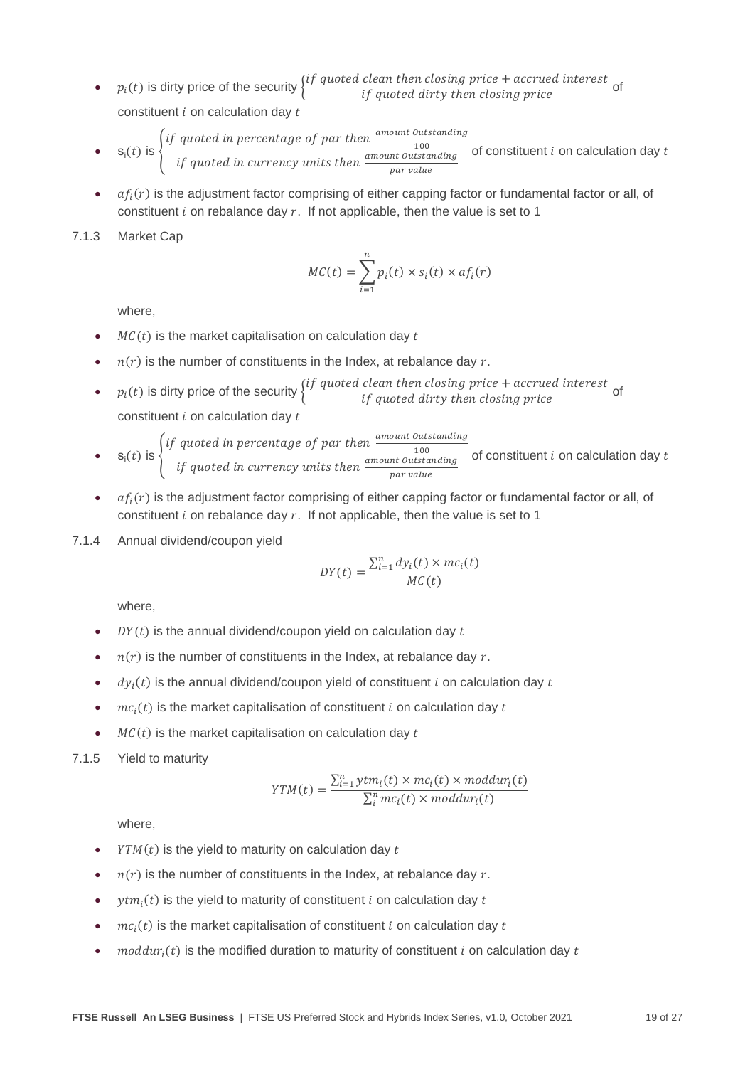- $p_i(t)$ is dirty price of the security $\begin{cases} if\ quoted\ clean\ then\ closing\ price + accrued\ interest \\ if\ quoted\ dirty\ then\ closing\ price \end{cases}$ of constituent $i$ on calculation day $t$
- $s_i(t)$ is $\begin{cases} if\ quoted\ in\ percentage\ of\ par\ then\ \frac{amount\ Outstanding}{100} \\ if\ quoted\ in\ currency\ units\ then\ \frac{amount\ Outstanding}{par\ value} \end{cases}$ of constituent $i$ on calculation day $t$
- $af_i(r)$ is the adjustment factor comprising of either capping factor or fundamental factor or all, of constituent $i$ on rebalance day $r$. If not applicable, then the value is set to 1

7.1.3 Market Cap

$$MC(t) = \sum_{i=1}^{n} p_i(t) \times s_i(t) \times af_i(r)$$

where,

- $MC(t)$ is the market capitalisation on calculation day $t$
- $n(r)$ is the number of constituents in the Index, at rebalance day $r$.
- $p_i(t)$ is dirty price of the security $\begin{cases} if\ quoted\ clean\ then\ closing\ price + accrued\ interest \\ if\ quoted\ dirty\ then\ closing\ price \end{cases}$ of constituent $i$ on calculation day $t$
- $s_i(t)$ is $\begin{cases} if\ quoted\ in\ percentage\ of\ par\ then\ \frac{amount\ Outstanding}{100} \\ if\ quoted\ in\ currency\ units\ then\ \frac{amount\ Outstanding}{par\ value} \end{cases}$ of constituent $i$ on calculation day $t$
- $af_i(r)$ is the adjustment factor comprising of either capping factor or fundamental factor or all, of constituent $i$ on rebalance day $r$. If not applicable, then the value is set to 1

7.1.4 Annual dividend/coupon yield

$$DY(t) = \frac{\sum_{i=1}^{n} dy_i(t) \times mc_i(t)}{MC(t)}$$

where,

- $DY(t)$ is the annual dividend/coupon yield on calculation day $t$
- $n(r)$ is the number of constituents in the Index, at rebalance day $r$.
- $dy_i(t)$ is the annual dividend/coupon yield of constituent $i$ on calculation day $t$
- $mc_i(t)$ is the market capitalisation of constituent $i$ on calculation day $t$
- $MC(t)$ is the market capitalisation on calculation day $t$

7.1.5 Yield to maturity

$$YTM(t) = \frac{\sum_{i=1}^{n} ytm_i(t) \times mc_i(t) \times moddur_i(t)}{\sum_{i}^{n} mc_i(t) \times moddur_i(t)}$$

where,

- $YTM(t)$ is the yield to maturity on calculation day $t$
- $n(r)$ is the number of constituents in the Index, at rebalance day $r$.
- $ytm_i(t)$ is the yield to maturity of constituent $i$ on calculation day $t$
- $mc_i(t)$ is the market capitalisation of constituent $i$ on calculation day $t$
- $moddur_i(t)$ is the modified duration to maturity of constituent $i$ on calculation day $t$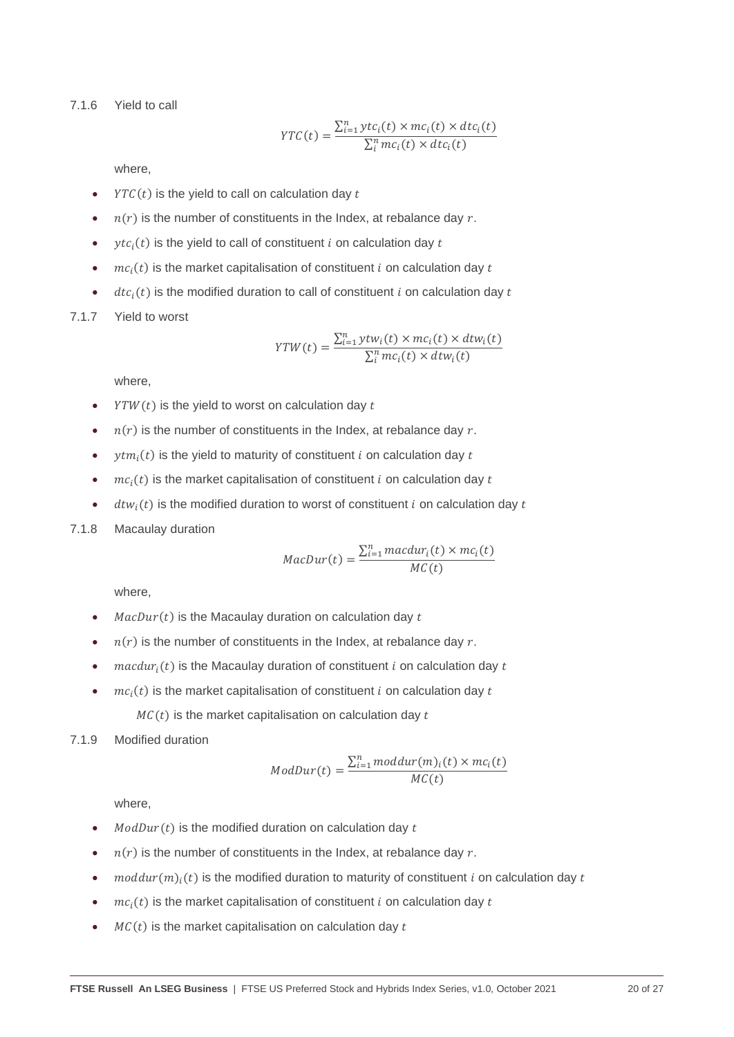7.1.6 Yield to call

$$YTC(t) = \frac{\sum_{i=1}^{n} ytc_i(t) \times mc_i(t) \times dtc_i(t)}{\sum_{i}^{n} mc_i(t) \times dtc_i(t)}$$

where,

- $YTC(t)$ is the yield to call on calculation day $t$
- $n(r)$ is the number of constituents in the Index, at rebalance day $r$.
- $ytc_i(t)$ is the yield to call of constituent $i$ on calculation day $t$
- $mc_i(t)$ is the market capitalisation of constituent $i$ on calculation day $t$
- $dtc_i(t)$ is the modified duration to call of constituent $i$ on calculation day $t$

7.1.7 Yield to worst

$$YTW(t) = \frac{\sum_{i=1}^{n} ytw_i(t) \times mc_i(t) \times dtw_i(t)}{\sum_{i}^{n} mc_i(t) \times dtw_i(t)}$$

where,

- $YTW(t)$ is the yield to worst on calculation day $t$
- $n(r)$ is the number of constituents in the Index, at rebalance day $r$.
- $ytm_i(t)$ is the yield to maturity of constituent $i$ on calculation day $t$
- $mc_i(t)$ is the market capitalisation of constituent $i$ on calculation day $t$
- $dtw_i(t)$ is the modified duration to worst of constituent $i$ on calculation day $t$

7.1.8 Macaulay duration

$$MacDur(t) = \frac{\sum_{i=1}^{n} macdur_i(t) \times mc_i(t)}{MC(t)}$$

where,

- $MacDur(t)$ is the Macaulay duration on calculation day $t$
- $n(r)$ is the number of constituents in the Index, at rebalance day $r$.
- $macdur_i(t)$ is the Macaulay duration of constituent $i$ on calculation day $t$
- $mc_i(t)$ is the market capitalisation of constituent $i$ on calculation day $t$

  $MC(t)$ is the market capitalisation on calculation day $t$

7.1.9 Modified duration

$$ModDur(t) = \frac{\sum_{i=1}^{n} moddur(m)_i(t) \times mc_i(t)}{MC(t)}$$

where,

- $ModDur(t)$ is the modified duration on calculation day $t$
- $n(r)$ is the number of constituents in the Index, at rebalance day $r$.
- $moddur(m)_i(t)$ is the modified duration to maturity of constituent $i$ on calculation day $t$
- $mc_i(t)$ is the market capitalisation of constituent $i$ on calculation day $t$
- $MC(t)$ is the market capitalisation on calculation day $t$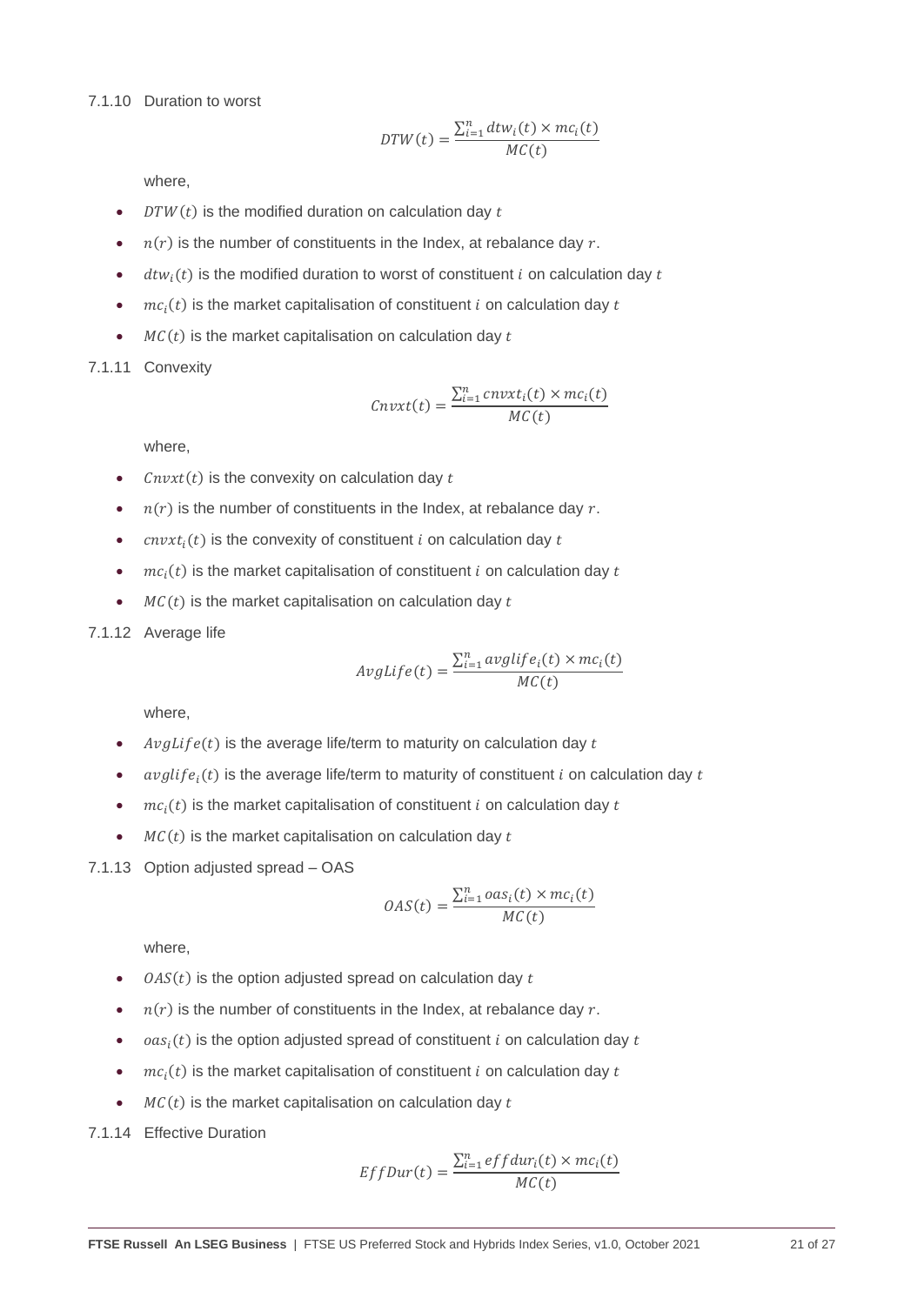7.1.10 Duration to worst

$$DTW(t) = \frac{\sum_{i=1}^{n} dtw_i(t) \times mc_i(t)}{MC(t)}$$

where,

- $DTW(t)$ is the modified duration on calculation day $t$
- $n(r)$ is the number of constituents in the Index, at rebalance day $r$.
- $dtw_i(t)$ is the modified duration to worst of constituent $i$ on calculation day $t$
- $mc_i(t)$ is the market capitalisation of constituent $i$ on calculation day $t$
- $MC(t)$ is the market capitalisation on calculation day $t$

7.1.11 Convexity

$$Cnvxt(t) = \frac{\sum_{i=1}^{n} cnvxt_i(t) \times mc_i(t)}{MC(t)}$$

where,

- $Cnvxt(t)$ is the convexity on calculation day $t$
- $n(r)$ is the number of constituents in the Index, at rebalance day $r$.
- $cnvxt_i(t)$ is the convexity of constituent $i$ on calculation day $t$
- $mc_i(t)$ is the market capitalisation of constituent $i$ on calculation day $t$
- $MC(t)$ is the market capitalisation on calculation day $t$

7.1.12 Average life

$$AvgLife(t) = \frac{\sum_{i=1}^{n} avglife_i(t) \times mc_i(t)}{MC(t)}$$

where,

- $AvgLife(t)$ is the average life/term to maturity on calculation day $t$
- $avglife_i(t)$ is the average life/term to maturity of constituent $i$ on calculation day $t$
- $mc_i(t)$ is the market capitalisation of constituent $i$ on calculation day $t$
- $MC(t)$ is the market capitalisation on calculation day $t$

7.1.13 Option adjusted spread – OAS

$$OAS(t) = \frac{\sum_{i=1}^{n} oas_i(t) \times mc_i(t)}{MC(t)}$$

where,

- $OAS(t)$ is the option adjusted spread on calculation day $t$
- $n(r)$ is the number of constituents in the Index, at rebalance day $r$.
- $oas_i(t)$ is the option adjusted spread of constituent $i$ on calculation day $t$
- $mc_i(t)$ is the market capitalisation of constituent $i$ on calculation day $t$
- $MC(t)$ is the market capitalisation on calculation day $t$

7.1.14 Effective Duration

$$EffDur(t) = \frac{\sum_{i=1}^{n} effdur_i(t) \times mc_i(t)}{MC(t)}$$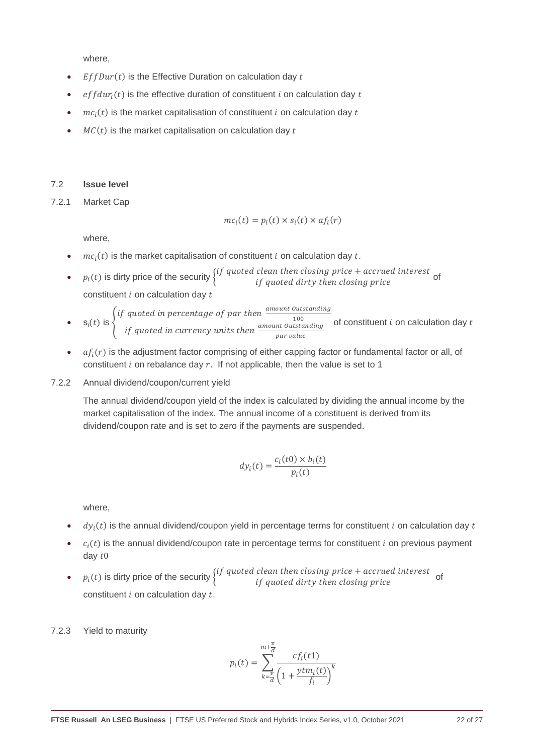where,

- $EffDur(t)$ is the Effective Duration on calculation day $t$
- $effdur_i(t)$ is the effective duration of constituent $i$ on calculation day $t$
- $mc_i(t)$ is the market capitalisation of constituent $i$ on calculation day $t$
- $MC(t)$ is the market capitalisation on calculation day $t$

## 7.2 Issue level

### 7.2.1 Market Cap

$$mc_i(t) = p_i(t) \times s_i(t) \times af_i(r)$$

where,

- $mc_i(t)$ is the market capitalisation of constituent $i$ on calculation day $t$.
- $p_i(t)$ is dirty price of the security $\begin{cases} if\ quoted\ clean\ then\ closing\ price + accrued\ interest \\ if\ quoted\ dirty\ then\ closing\ price \end{cases}$ of constituent $i$ on calculation day $t$
- $s_i(t)$ is $\begin{cases} if\ quoted\ in\ percentage\ of\ par\ then\ \frac{amount\ Outstanding}{100} \\ if\ quoted\ in\ currency\ units\ then\ \frac{amount\ Outstanding}{par\ value} \end{cases}$ of constituent $i$ on calculation day $t$
- $af_i(r)$ is the adjustment factor comprising of either capping factor or fundamental factor or all, of constituent $i$ on rebalance day $r$. If not applicable, then the value is set to 1

### 7.2.2 Annual dividend/coupon/current yield

The annual dividend/coupon yield of the index is calculated by dividing the annual income by the market capitalisation of the index. The annual income of a constituent is derived from its dividend/coupon rate and is set to zero if the payments are suspended.

$$dy_i(t) = \frac{c_i(t0) \times b_i(t)}{p_i(t)}$$

where,

- $dy_i(t)$ is the annual dividend/coupon yield in percentage terms for constituent $i$ on calculation day $t$
- $c_i(t)$ is the annual dividend/coupon rate in percentage terms for constituent $i$ on previous payment day $t0$
- $p_i(t)$ is dirty price of the security $\begin{cases} if\ quoted\ clean\ then\ closing\ price + accrued\ interest \\ if\ quoted\ dirty\ then\ closing\ price \end{cases}$ of constituent $i$ on calculation day $t$.

### 7.2.3 Yield to maturity

$$p_i(t) = \sum_{k=\frac{v}{d}}^{m+\frac{v}{d}} \frac{cf_i(t1)}{\left(1 + \frac{ytm_i(t)}{f_i}\right)^k}$$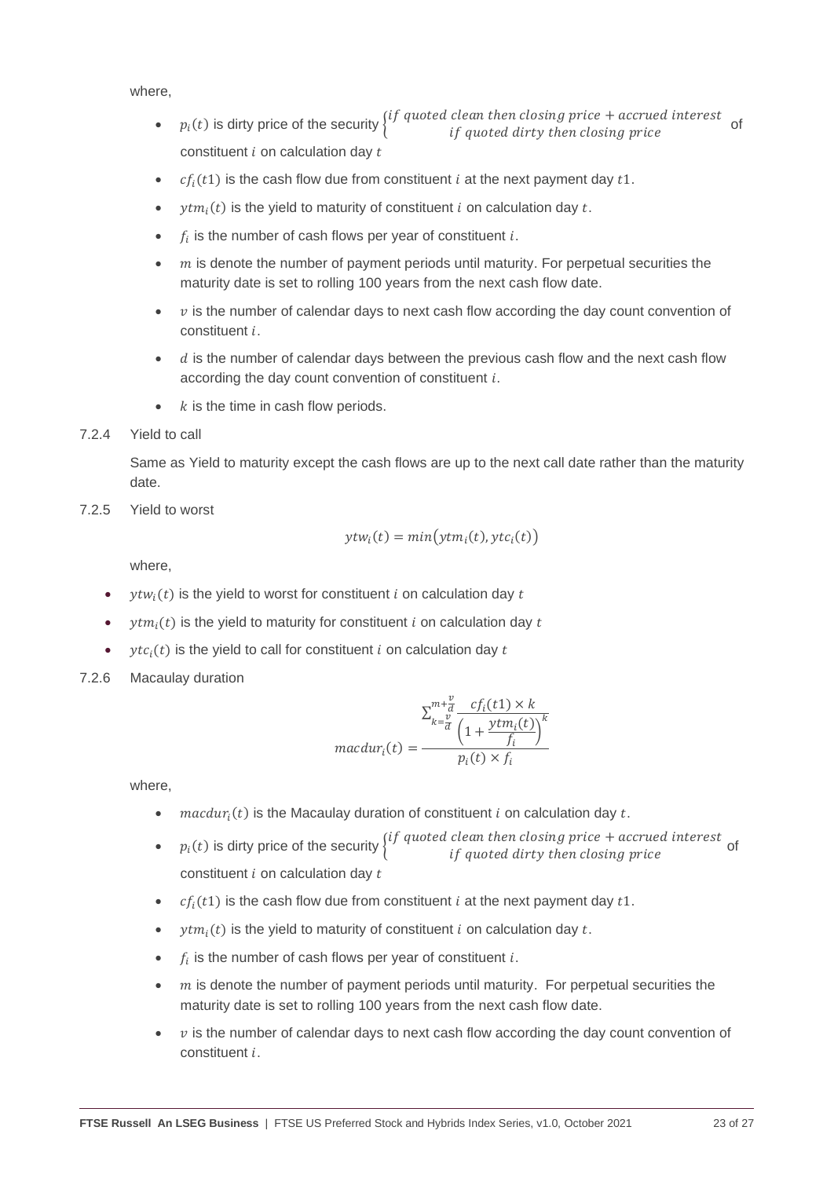where,

- $p_i(t)$ is dirty price of the security $\begin{cases} \text{if quoted clean then closing price + accrued interest} \\ \text{if quoted dirty then closing price} \end{cases}$ of constituent $i$ on calculation day $t$
- $cf_i(t1)$ is the cash flow due from constituent $i$ at the next payment day $t1$.
- $ytm_i(t)$ is the yield to maturity of constituent $i$ on calculation day $t$.
- $f_i$ is the number of cash flows per year of constituent $i$.
- $m$ is denote the number of payment periods until maturity. For perpetual securities the maturity date is set to rolling 100 years from the next cash flow date.
- $v$ is the number of calendar days to next cash flow according the day count convention of constituent $i$.
- $d$ is the number of calendar days between the previous cash flow and the next cash flow according the day count convention of constituent $i$.
- $k$ is the time in cash flow periods.

7.2.4 Yield to call

Same as Yield to maturity except the cash flows are up to the next call date rather than the maturity date.

7.2.5 Yield to worst

$$ytw_i(t) = min\left(ytm_i(t), ytc_i(t)\right)$$

where,

- $ytw_i(t)$ is the yield to worst for constituent $i$ on calculation day $t$
- $ytm_i(t)$ is the yield to maturity for constituent $i$ on calculation day $t$
- $ytc_i(t)$ is the yield to call for constituent $i$ on calculation day $t$

7.2.6 Macaulay duration

$$macdur_i(t) = \frac{\sum_{k=\frac{v}{d}}^{m+\frac{v}{d}} \frac{cf_i(t1) \times k}{\left(1 + \frac{ytm_i(t)}{f_i}\right)^k}}{p_i(t) \times f_i}$$

where,

- $macdur_i(t)$ is the Macaulay duration of constituent $i$ on calculation day $t$.
- $p_i(t)$ is dirty price of the security $\begin{cases} \text{if quoted clean then closing price + accrued interest} \\ \text{if quoted dirty then closing price} \end{cases}$ of constituent $i$ on calculation day $t$
- $cf_i(t1)$ is the cash flow due from constituent $i$ at the next payment day $t1$.
- $ytm_i(t)$ is the yield to maturity of constituent $i$ on calculation day $t$.
- $f_i$ is the number of cash flows per year of constituent $i$.
- $m$ is denote the number of payment periods until maturity. For perpetual securities the maturity date is set to rolling 100 years from the next cash flow date.
- $v$ is the number of calendar days to next cash flow according the day count convention of constituent $i$.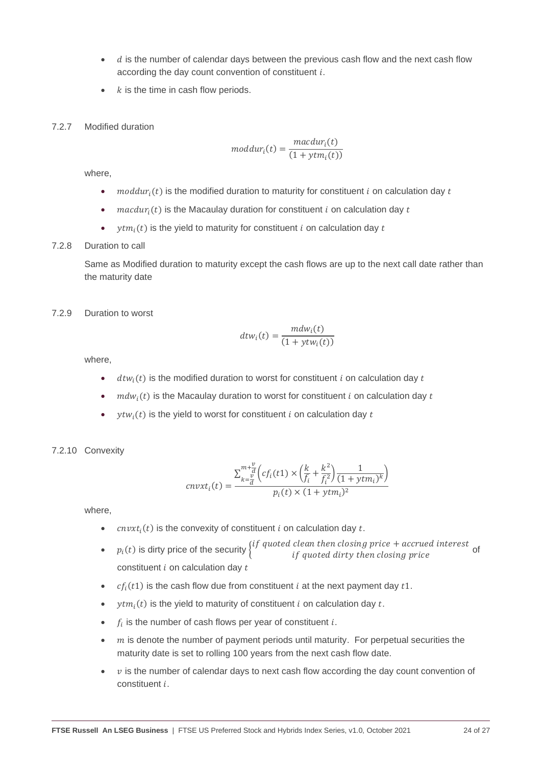- $d$ is the number of calendar days between the previous cash flow and the next cash flow according the day count convention of constituent $i$.
- $k$ is the time in cash flow periods.

7.2.7 Modified duration

$$moddur_i(t) = \frac{macdur_i(t)}{(1 + ytm_i(t))}$$

where,

- $moddur_i(t)$ is the modified duration to maturity for constituent $i$ on calculation day $t$
- $macdur_i(t)$ is the Macaulay duration for constituent $i$ on calculation day $t$
- $ytm_i(t)$ is the yield to maturity for constituent $i$ on calculation day $t$

7.2.8 Duration to call

Same as Modified duration to maturity except the cash flows are up to the next call date rather than the maturity date

7.2.9 Duration to worst

$$dtw_i(t) = \frac{mdw_i(t)}{(1 + ytw_i(t))}$$

where,

- $dtw_i(t)$ is the modified duration to worst for constituent $i$ on calculation day $t$
- $mdw_i(t)$ is the Macaulay duration to worst for constituent $i$ on calculation day $t$
- $ytw_i(t)$ is the yield to worst for constituent $i$ on calculation day $t$

7.2.10 Convexity

$$cnvxt_i(t) = \frac{\sum_{k=\frac{v}{d}}^{m+\frac{v}{d}} \left( cf_i(t1) \times \left( \frac{k}{f_i} + \frac{k^2}{f_i^2} \right) \frac{1}{(1 + ytm_i)^k} \right)}{p_i(t) \times (1 + ytm_i)^2}$$

where,

- $cnvxt_i(t)$ is the convexity of constituent $i$ on calculation day $t$.
- $p_i(t)$ is dirty price of the security $\begin{cases} if\ quoted\ clean\ then\ closing\ price + accrued\ interest \\ if\ quoted\ dirty\ then\ closing\ price \end{cases}$ of constituent $i$ on calculation day $t$
- $cf_i(t1)$ is the cash flow due from constituent $i$ at the next payment day $t1$.
- $ytm_i(t)$ is the yield to maturity of constituent $i$ on calculation day $t$.
- $f_i$ is the number of cash flows per year of constituent $i$.
- $m$ is denote the number of payment periods until maturity. For perpetual securities the maturity date is set to rolling 100 years from the next cash flow date.
- $v$ is the number of calendar days to next cash flow according the day count convention of constituent $i$.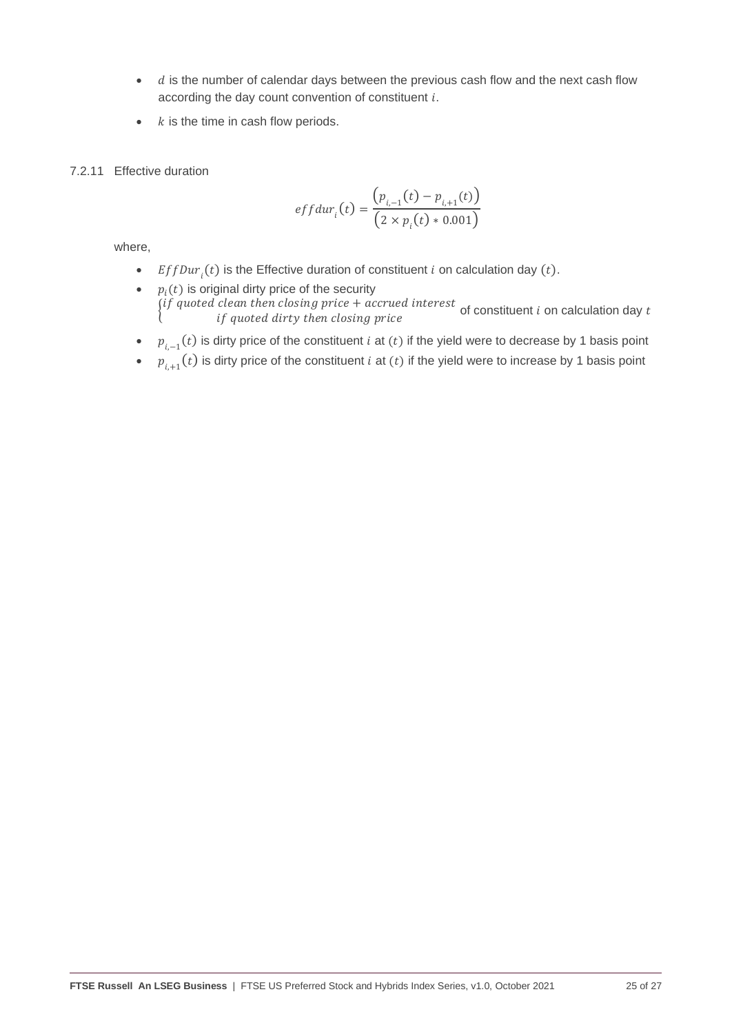- $d$ is the number of calendar days between the previous cash flow and the next cash flow according the day count convention of constituent $i$.
- $k$ is the time in cash flow periods.

7.2.11 Effective duration

$$effdur_i(t) = \frac{\left(p_{i,-1}(t) - p_{i,+1}(t)\right)}{\left(2 \times p_i(t) * 0.001\right)}$$

where,

- $EffDur_i(t)$ is the Effective duration of constituent $i$ on calculation day $(t)$.
- $p_i(t)$ is original dirty price of the security $\begin{cases} \text{if quoted clean then closing price + accrued interest} \\ \text{if quoted dirty then closing price} \end{cases}$ of constituent $i$ on calculation day $t$
- $p_{i,-1}(t)$ is dirty price of the constituent $i$ at $(t)$ if the yield were to decrease by 1 basis point
- $p_{i,+1}(t)$ is dirty price of the constituent $i$ at $(t)$ if the yield were to increase by 1 basis point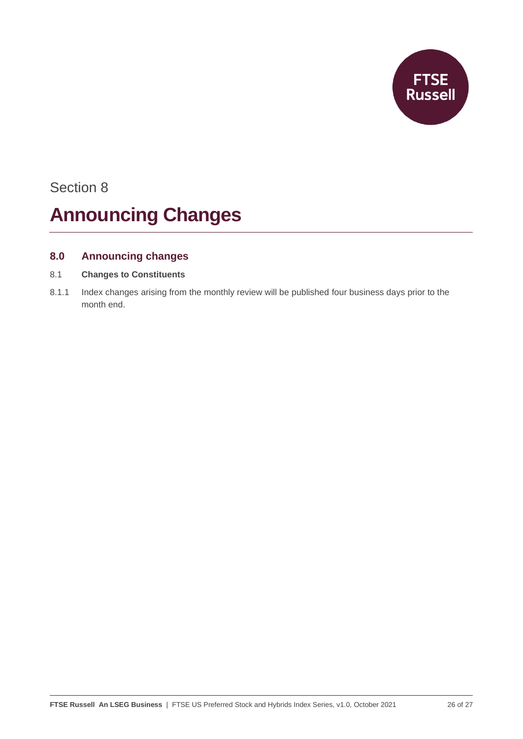Section 8

# Announcing Changes

## 8.0 Announcing changes

### 8.1 Changes to Constituents

8.1.1 Index changes arising from the monthly review will be published four business days prior to the month end.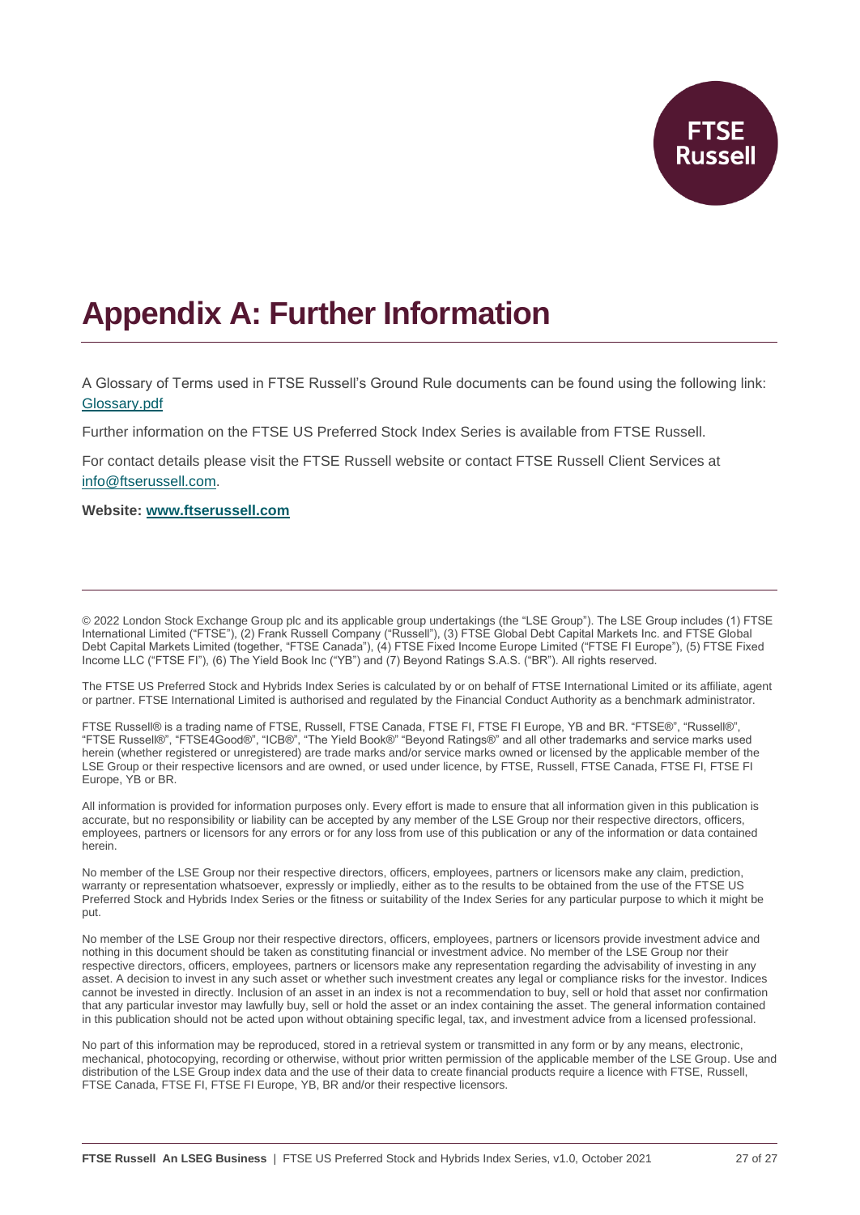# Appendix A: Further Information

A Glossary of Terms used in FTSE Russell's Ground Rule documents can be found using the following link: [Glossary.pdf](Glossary.pdf)

Further information on the FTSE US Preferred Stock Index Series is available from FTSE Russell.

For contact details please visit the FTSE Russell website or contact FTSE Russell Client Services at [info@ftserussell.com](mailto:info@ftserussell.com).

**Website: [www.ftserussell.com](http://www.ftserussell.com)**

---

© 2022 London Stock Exchange Group plc and its applicable group undertakings (the "LSE Group"). The LSE Group includes (1) FTSE International Limited ("FTSE"), (2) Frank Russell Company ("Russell"), (3) FTSE Global Debt Capital Markets Inc. and FTSE Global Debt Capital Markets Limited (together, "FTSE Canada"), (4) FTSE Fixed Income Europe Limited ("FTSE FI Europe"), (5) FTSE Fixed Income LLC ("FTSE FI"), (6) The Yield Book Inc ("YB") and (7) Beyond Ratings S.A.S. ("BR"). All rights reserved.

The FTSE US Preferred Stock and Hybrids Index Series is calculated by or on behalf of FTSE International Limited or its affiliate, agent or partner. FTSE International Limited is authorised and regulated by the Financial Conduct Authority as a benchmark administrator.

FTSE Russell® is a trading name of FTSE, Russell, FTSE Canada, FTSE FI, FTSE FI Europe, YB and BR. "FTSE®", "Russell®", "FTSE Russell®", "FTSE4Good®", "ICB®", "The Yield Book®" "Beyond Ratings®" and all other trademarks and service marks used herein (whether registered or unregistered) are trade marks and/or service marks owned or licensed by the applicable member of the LSE Group or their respective licensors and are owned, or used under licence, by FTSE, Russell, FTSE Canada, FTSE FI, FTSE FI Europe, YB or BR.

All information is provided for information purposes only. Every effort is made to ensure that all information given in this publication is accurate, but no responsibility or liability can be accepted by any member of the LSE Group nor their respective directors, officers, employees, partners or licensors for any errors or for any loss from use of this publication or any of the information or data contained herein.

No member of the LSE Group nor their respective directors, officers, employees, partners or licensors make any claim, prediction, warranty or representation whatsoever, expressly or impliedly, either as to the results to be obtained from the use of the FTSE US Preferred Stock and Hybrids Index Series or the fitness or suitability of the Index Series for any particular purpose to which it might be put.

No member of the LSE Group nor their respective directors, officers, employees, partners or licensors provide investment advice and nothing in this document should be taken as constituting financial or investment advice. No member of the LSE Group nor their respective directors, officers, employees, partners or licensors make any representation regarding the advisability of investing in any asset. A decision to invest in any such asset or whether such investment creates any legal or compliance risks for the investor. Indices cannot be invested in directly. Inclusion of an asset in an index is not a recommendation to buy, sell or hold that asset nor confirmation that any particular investor may lawfully buy, sell or hold the asset or an index containing the asset. The general information contained in this publication should not be acted upon without obtaining specific legal, tax, and investment advice from a licensed professional.

No part of this information may be reproduced, stored in a retrieval system or transmitted in any form or by any means, electronic, mechanical, photocopying, recording or otherwise, without prior written permission of the applicable member of the LSE Group. Use and distribution of the LSE Group index data and the use of their data to create financial products require a licence with FTSE, Russell, FTSE Canada, FTSE FI, FTSE FI Europe, YB, BR and/or their respective licensors.